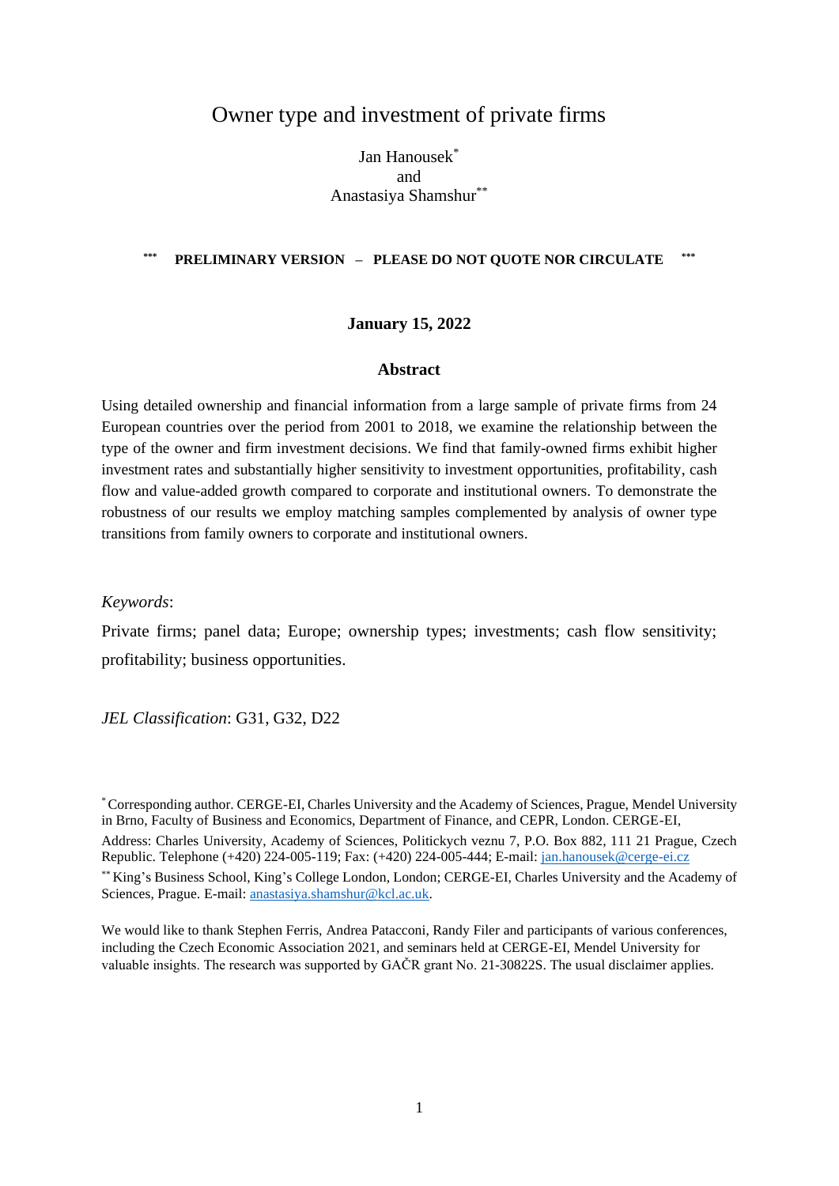# Owner type and investment of private firms

Jan Hanousek[*]
and
Anastasiya Shamshur[**]

**\*\*\* PRELIMINARY VERSION – PLEASE DO NOT QUOTE NOR CIRCULATE \*\*\***

**January 15, 2022**

## Abstract

Using detailed ownership and financial information from a large sample of private firms from 24 European countries over the period from 2001 to 2018, we examine the relationship between the type of the owner and firm investment decisions. We find that family-owned firms exhibit higher investment rates and substantially higher sensitivity to investment opportunities, profitability, cash flow and value-added growth compared to corporate and institutional owners. To demonstrate the robustness of our results we employ matching samples complemented by analysis of owner type transitions from family owners to corporate and institutional owners.

*Keywords*:

Private firms; panel data; Europe; ownership types; investments; cash flow sensitivity; profitability; business opportunities.

*JEL Classification*: G31, G32, D22

[*] Corresponding author. CERGE-EI, Charles University and the Academy of Sciences, Prague, Mendel University in Brno, Faculty of Business and Economics, Department of Finance, and CEPR, London. CERGE-EI, Address: Charles University, Academy of Sciences, Politickych veznu 7, P.O. Box 882, 111 21 Prague, Czech Republic. Telephone (+420) 224-005-119; Fax: (+420) 224-005-444; E-mail: jan.hanousek@cerge-ei.cz

[**] King's Business School, King's College London, London; CERGE-EI, Charles University and the Academy of Sciences, Prague. E-mail: anastasiya.shamshur@kcl.ac.uk.

We would like to thank Stephen Ferris, Andrea Patacconi, Randy Filer and participants of various conferences, including the Czech Economic Association 2021, and seminars held at CERGE-EI, Mendel University for valuable insights. The research was supported by GAČR grant No. 21-30822S. The usual disclaimer applies.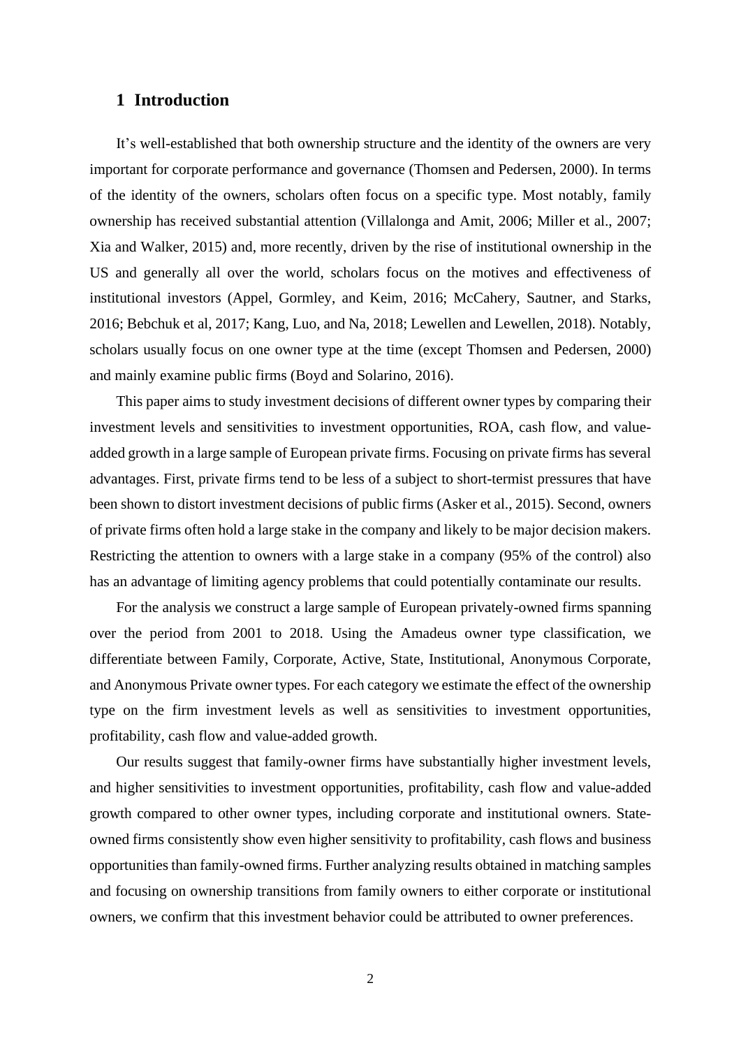# 1 Introduction

It's well-established that both ownership structure and the identity of the owners are very important for corporate performance and governance (Thomsen and Pedersen, 2000). In terms of the identity of the owners, scholars often focus on a specific type. Most notably, family ownership has received substantial attention (Villalonga and Amit, 2006; Miller et al., 2007; Xia and Walker, 2015) and, more recently, driven by the rise of institutional ownership in the US and generally all over the world, scholars focus on the motives and effectiveness of institutional investors (Appel, Gormley, and Keim, 2016; McCahery, Sautner, and Starks, 2016; Bebchuk et al, 2017; Kang, Luo, and Na, 2018; Lewellen and Lewellen, 2018). Notably, scholars usually focus on one owner type at the time (except Thomsen and Pedersen, 2000) and mainly examine public firms (Boyd and Solarino, 2016).

This paper aims to study investment decisions of different owner types by comparing their investment levels and sensitivities to investment opportunities, ROA, cash flow, and value-added growth in a large sample of European private firms. Focusing on private firms has several advantages. First, private firms tend to be less of a subject to short-termist pressures that have been shown to distort investment decisions of public firms (Asker et al., 2015). Second, owners of private firms often hold a large stake in the company and likely to be major decision makers. Restricting the attention to owners with a large stake in a company (95% of the control) also has an advantage of limiting agency problems that could potentially contaminate our results.

For the analysis we construct a large sample of European privately-owned firms spanning over the period from 2001 to 2018. Using the Amadeus owner type classification, we differentiate between Family, Corporate, Active, State, Institutional, Anonymous Corporate, and Anonymous Private owner types. For each category we estimate the effect of the ownership type on the firm investment levels as well as sensitivities to investment opportunities, profitability, cash flow and value-added growth.

Our results suggest that family-owner firms have substantially higher investment levels, and higher sensitivities to investment opportunities, profitability, cash flow and value-added growth compared to other owner types, including corporate and institutional owners. State-owned firms consistently show even higher sensitivity to profitability, cash flows and business opportunities than family-owned firms. Further analyzing results obtained in matching samples and focusing on ownership transitions from family owners to either corporate or institutional owners, we confirm that this investment behavior could be attributed to owner preferences.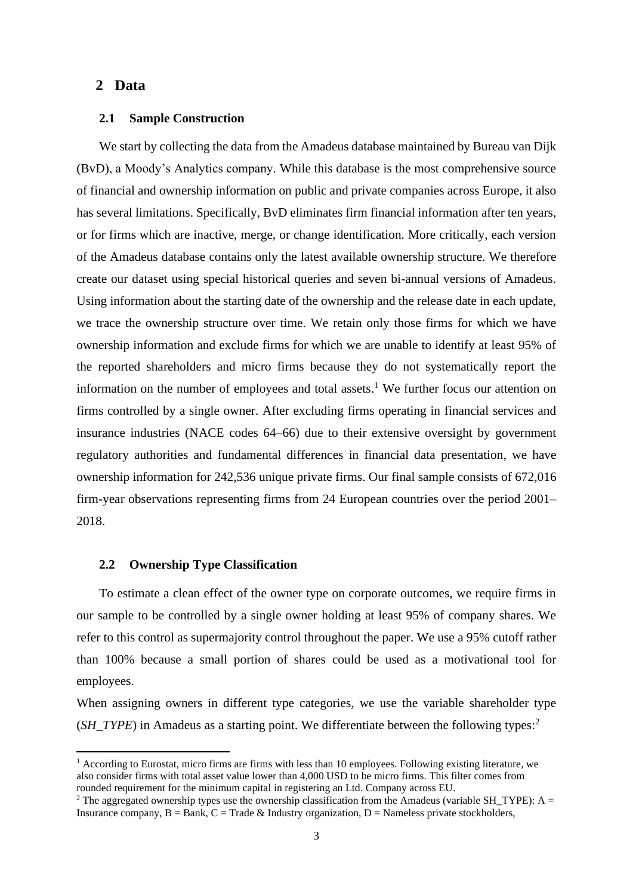## 2 Data

### 2.1 Sample Construction

We start by collecting the data from the Amadeus database maintained by Bureau van Dijk (BvD), a Moody's Analytics company. While this database is the most comprehensive source of financial and ownership information on public and private companies across Europe, it also has several limitations. Specifically, BvD eliminates firm financial information after ten years, or for firms which are inactive, merge, or change identification. More critically, each version of the Amadeus database contains only the latest available ownership structure. We therefore create our dataset using special historical queries and seven bi-annual versions of Amadeus. Using information about the starting date of the ownership and the release date in each update, we trace the ownership structure over time. We retain only those firms for which we have ownership information and exclude firms for which we are unable to identify at least 95% of the reported shareholders and micro firms because they do not systematically report the information on the number of employees and total assets.[1] We further focus our attention on firms controlled by a single owner. After excluding firms operating in financial services and insurance industries (NACE codes 64–66) due to their extensive oversight by government regulatory authorities and fundamental differences in financial data presentation, we have ownership information for 242,536 unique private firms. Our final sample consists of 672,016 firm-year observations representing firms from 24 European countries over the period 2001–2018.

### 2.2 Ownership Type Classification

To estimate a clean effect of the owner type on corporate outcomes, we require firms in our sample to be controlled by a single owner holding at least 95% of company shares. We refer to this control as supermajority control throughout the paper. We use a 95% cutoff rather than 100% because a small portion of shares could be used as a motivational tool for employees.

When assigning owners in different type categories, we use the variable shareholder type (*SH_TYPE*) in Amadeus as a starting point. We differentiate between the following types:[2]

---

[1] According to Eurostat, micro firms are firms with less than 10 employees. Following existing literature, we also consider firms with total asset value lower than 4,000 USD to be micro firms. This filter comes from rounded requirement for the minimum capital in registering an Ltd. Company across EU.

[2] The aggregated ownership types use the ownership classification from the Amadeus (variable SH_TYPE): A = Insurance company, B = Bank, C = Trade & Industry organization, D = Nameless private stockholders,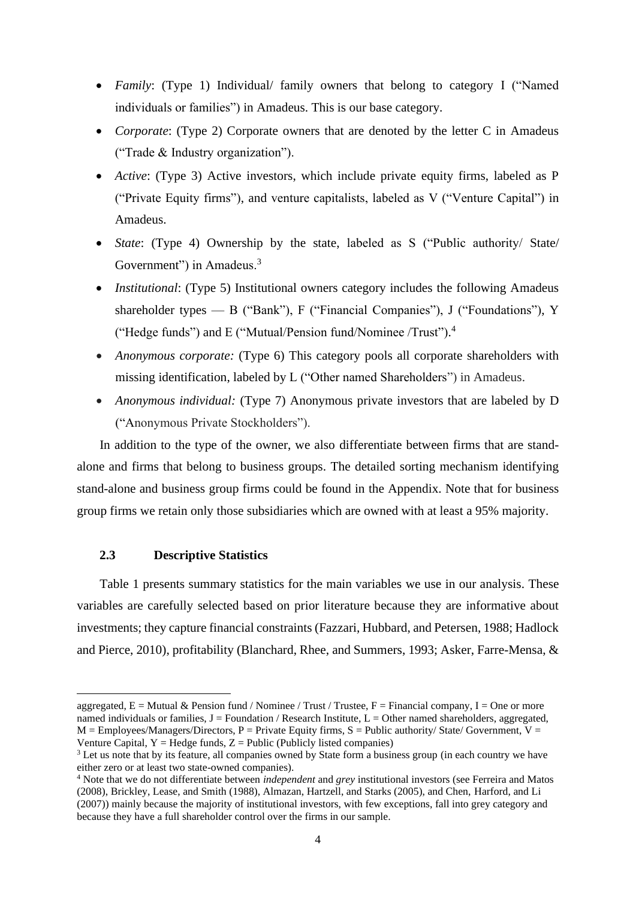- *Family*: (Type 1) Individual/ family owners that belong to category I ("Named individuals or families") in Amadeus. This is our base category.
- *Corporate*: (Type 2) Corporate owners that are denoted by the letter C in Amadeus ("Trade & Industry organization").
- *Active*: (Type 3) Active investors, which include private equity firms, labeled as P ("Private Equity firms"), and venture capitalists, labeled as V ("Venture Capital") in Amadeus.
- *State*: (Type 4) Ownership by the state, labeled as S ("Public authority/ State/ Government") in Amadeus.[3]
- *Institutional*: (Type 5) Institutional owners category includes the following Amadeus shareholder types — B ("Bank"), F ("Financial Companies"), J ("Foundations"), Y ("Hedge funds") and E ("Mutual/Pension fund/Nominee /Trust").[4]
- *Anonymous corporate:* (Type 6) This category pools all corporate shareholders with missing identification, labeled by L ("Other named Shareholders") in Amadeus.
- *Anonymous individual:* (Type 7) Anonymous private investors that are labeled by D ("Anonymous Private Stockholders").

In addition to the type of the owner, we also differentiate between firms that are stand-alone and firms that belong to business groups. The detailed sorting mechanism identifying stand-alone and business group firms could be found in the Appendix. Note that for business group firms we retain only those subsidiaries which are owned with at least a 95% majority.

### 2.3 Descriptive Statistics

Table 1 presents summary statistics for the main variables we use in our analysis. These variables are carefully selected based on prior literature because they are informative about investments; they capture financial constraints (Fazzari, Hubbard, and Petersen, 1988; Hadlock and Pierce, 2010), profitability (Blanchard, Rhee, and Summers, 1993; Asker, Farre-Mensa, &

---

aggregated, E = Mutual & Pension fund / Nominee / Trust / Trustee, F = Financial company, I = One or more named individuals or families, J = Foundation / Research Institute, L = Other named shareholders, aggregated, M = Employees/Managers/Directors, P = Private Equity firms, S = Public authority/ State/ Government, V = Venture Capital, Y = Hedge funds, Z = Public (Publicly listed companies)

[3] Let us note that by its feature, all companies owned by State form a business group (in each country we have either zero or at least two state-owned companies).

[4] Note that we do not differentiate between *independent* and *grey* institutional investors (see Ferreira and Matos (2008), Brickley, Lease, and Smith (1988), Almazan, Hartzell, and Starks (2005), and Chen, Harford, and Li (2007)) mainly because the majority of institutional investors, with few exceptions, fall into grey category and because they have a full shareholder control over the firms in our sample.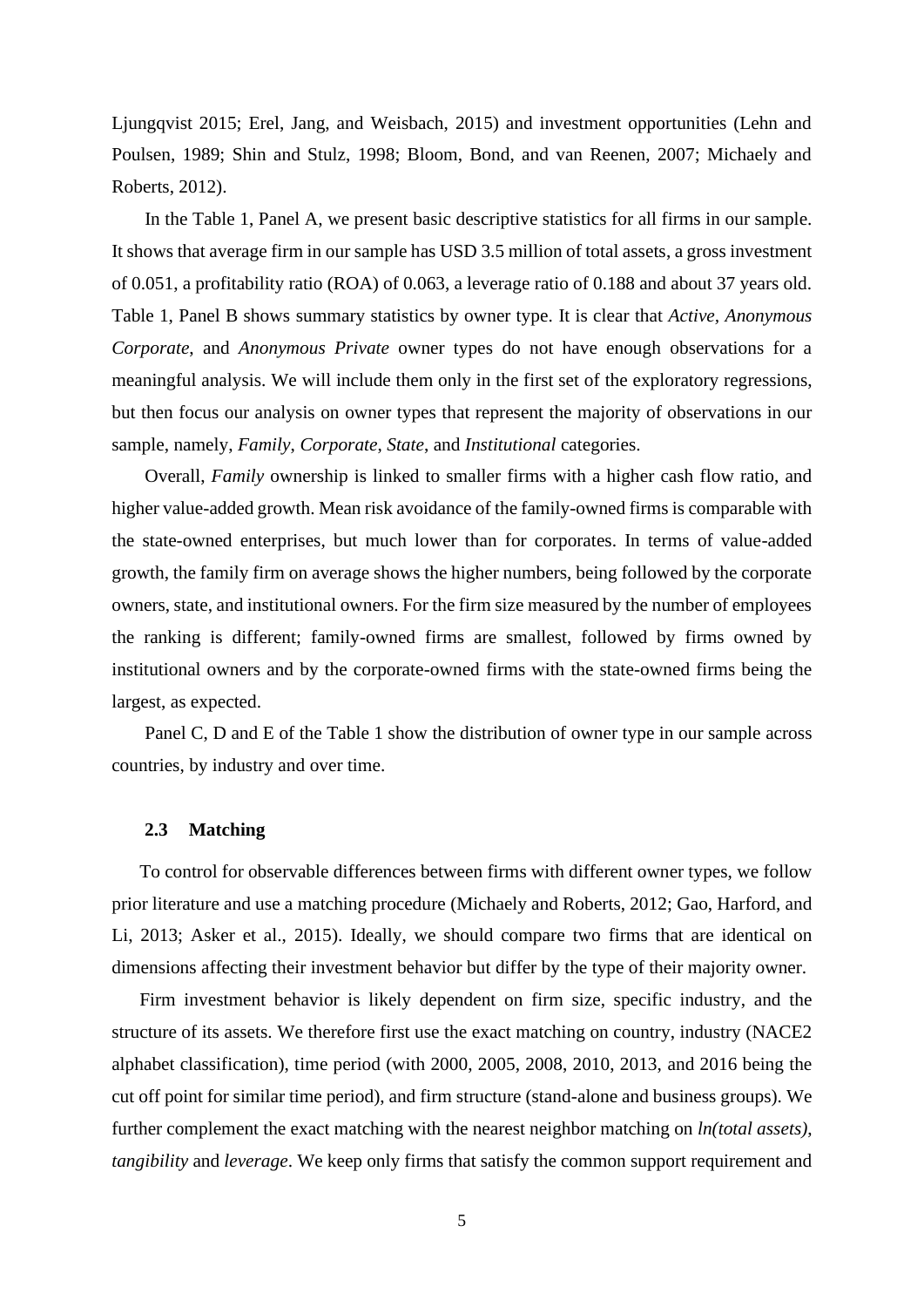Ljungqvist 2015; Erel, Jang, and Weisbach, 2015) and investment opportunities (Lehn and Poulsen, 1989; Shin and Stulz, 1998; Bloom, Bond, and van Reenen, 2007; Michaely and Roberts, 2012).

In the Table 1, Panel A, we present basic descriptive statistics for all firms in our sample. It shows that average firm in our sample has USD 3.5 million of total assets, a gross investment of 0.051, a profitability ratio (ROA) of 0.063, a leverage ratio of 0.188 and about 37 years old. Table 1, Panel B shows summary statistics by owner type. It is clear that *Active, Anonymous Corporate*, and *Anonymous Private* owner types do not have enough observations for a meaningful analysis. We will include them only in the first set of the exploratory regressions, but then focus our analysis on owner types that represent the majority of observations in our sample, namely, *Family*, *Corporate*, *State*, and *Institutional* categories.

Overall, *Family* ownership is linked to smaller firms with a higher cash flow ratio, and higher value-added growth. Mean risk avoidance of the family-owned firms is comparable with the state-owned enterprises, but much lower than for corporates. In terms of value-added growth, the family firm on average shows the higher numbers, being followed by the corporate owners, state, and institutional owners. For the firm size measured by the number of employees the ranking is different; family-owned firms are smallest, followed by firms owned by institutional owners and by the corporate-owned firms with the state-owned firms being the largest, as expected.

Panel C, D and E of the Table 1 show the distribution of owner type in our sample across countries, by industry and over time.

### 2.3 Matching

To control for observable differences between firms with different owner types, we follow prior literature and use a matching procedure (Michaely and Roberts, 2012; Gao, Harford, and Li, 2013; Asker et al., 2015). Ideally, we should compare two firms that are identical on dimensions affecting their investment behavior but differ by the type of their majority owner.

Firm investment behavior is likely dependent on firm size, specific industry, and the structure of its assets. We therefore first use the exact matching on country, industry (NACE2 alphabet classification), time period (with 2000, 2005, 2008, 2010, 2013, and 2016 being the cut off point for similar time period), and firm structure (stand-alone and business groups). We further complement the exact matching with the nearest neighbor matching on *ln(total assets)*, *tangibility* and *leverage*. We keep only firms that satisfy the common support requirement and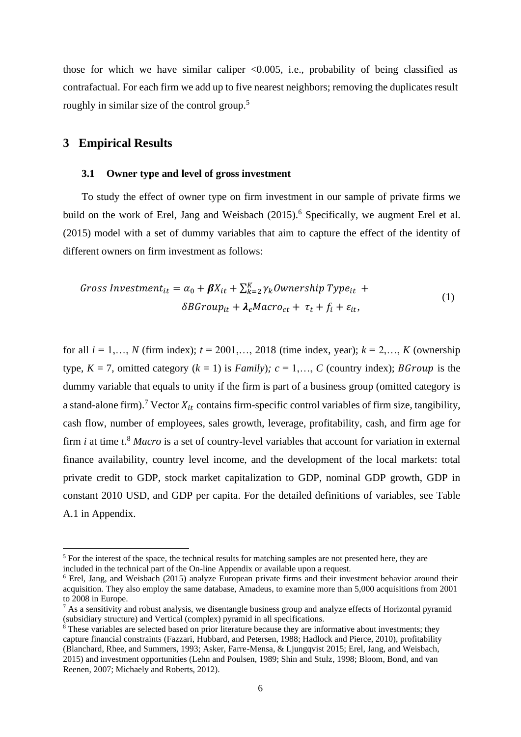those for which we have similar caliper <0.005, i.e., probability of being classified as contrafactual. For each firm we add up to five nearest neighbors; removing the duplicates result roughly in similar size of the control group.[5]

## 3 Empirical Results

### 3.1 Owner type and level of gross investment

To study the effect of owner type on firm investment in our sample of private firms we build on the work of Erel, Jang and Weisbach (2015).[6] Specifically, we augment Erel et al. (2015) model with a set of dummy variables that aim to capture the effect of the identity of different owners on firm investment as follows:

$$Gross\ Investment_{it} = \alpha_0 + \boldsymbol{\beta} X_{it} + \sum_{k=2}^{K} \gamma_k Ownership\ Type_{it} + \delta BGroup_{it} + \boldsymbol{\lambda_c} Macro_{ct} + \tau_t + f_i + \varepsilon_{it}, \tag{1}$$

for all $i = 1,\dots, N$ (firm index); $t = 2001,\dots, 2018$ (time index, year); $k = 2,\dots, K$ (ownership type, $K = 7$, omitted category ($k = 1$) is *Family*); $c = 1,\dots, C$ (country index); $BGroup$ is the dummy variable that equals to unity if the firm is part of a business group (omitted category is a stand-alone firm).[7] Vector $X_{it}$ contains firm-specific control variables of firm size, tangibility, cash flow, number of employees, sales growth, leverage, profitability, cash, and firm age for firm $i$ at time $t$.[8] *Macro* is a set of country-level variables that account for variation in external finance availability, country level income, and the development of the local markets: total private credit to GDP, stock market capitalization to GDP, nominal GDP growth, GDP in constant 2010 USD, and GDP per capita. For the detailed definitions of variables, see Table A.1 in Appendix.

[5] For the interest of the space, the technical results for matching samples are not presented here, they are included in the technical part of the On-line Appendix or available upon a request.

[6] Erel, Jang, and Weisbach (2015) analyze European private firms and their investment behavior around their acquisition. They also employ the same database, Amadeus, to examine more than 5,000 acquisitions from 2001 to 2008 in Europe.

[7] As a sensitivity and robust analysis, we disentangle business group and analyze effects of Horizontal pyramid (subsidiary structure) and Vertical (complex) pyramid in all specifications.

[8] These variables are selected based on prior literature because they are informative about investments; they capture financial constraints (Fazzari, Hubbard, and Petersen, 1988; Hadlock and Pierce, 2010), profitability (Blanchard, Rhee, and Summers, 1993; Asker, Farre-Mensa, & Ljungqvist 2015; Erel, Jang, and Weisbach, 2015) and investment opportunities (Lehn and Poulsen, 1989; Shin and Stulz, 1998; Bloom, Bond, and van Reenen, 2007; Michaely and Roberts, 2012).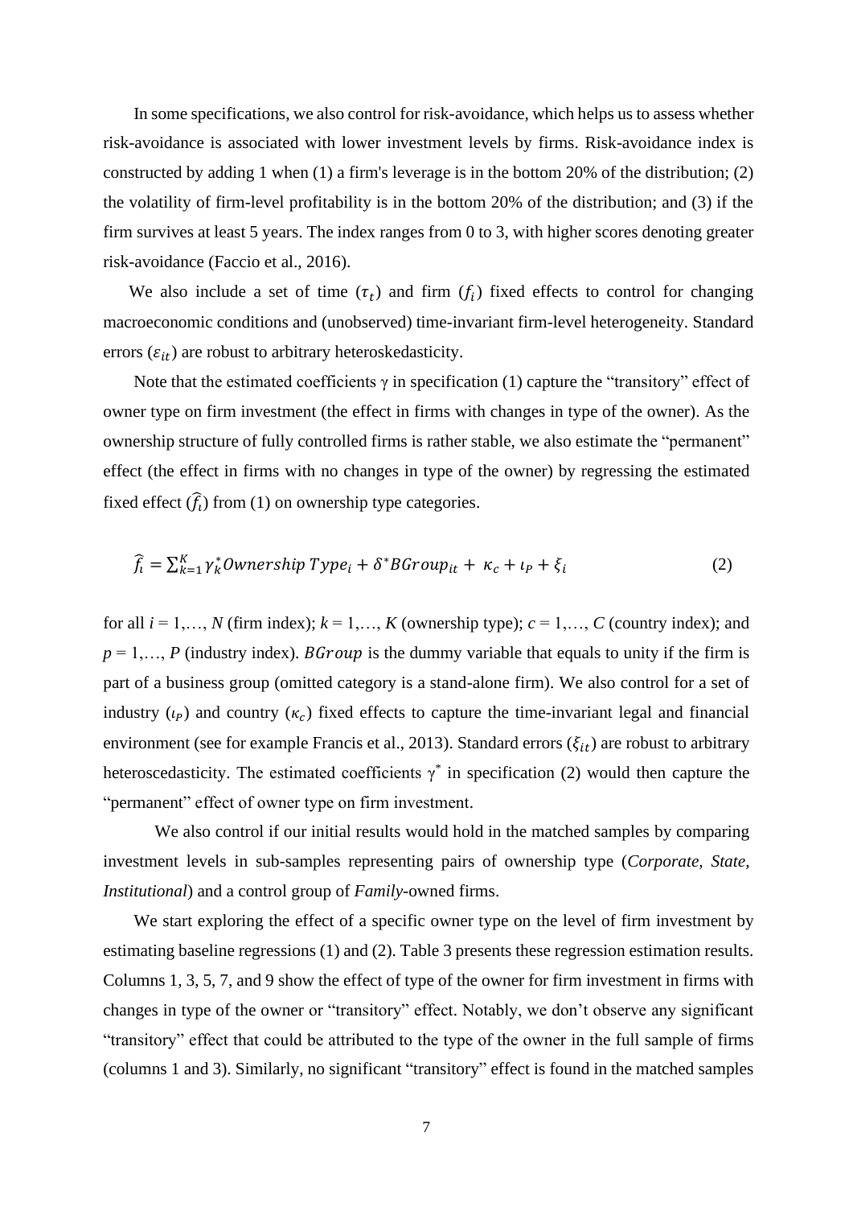In some specifications, we also control for risk-avoidance, which helps us to assess whether risk-avoidance is associated with lower investment levels by firms. Risk-avoidance index is constructed by adding 1 when (1) a firm's leverage is in the bottom 20% of the distribution; (2) the volatility of firm-level profitability is in the bottom 20% of the distribution; and (3) if the firm survives at least 5 years. The index ranges from 0 to 3, with higher scores denoting greater risk-avoidance (Faccio et al., 2016).

We also include a set of time ($\tau_t$) and firm ($f_i$) fixed effects to control for changing macroeconomic conditions and (unobserved) time-invariant firm-level heterogeneity. Standard errors ($\varepsilon_{it}$) are robust to arbitrary heteroskedasticity.

Note that the estimated coefficients γ in specification (1) capture the "transitory" effect of owner type on firm investment (the effect in firms with changes in type of the owner). As the ownership structure of fully controlled firms is rather stable, we also estimate the "permanent" effect (the effect in firms with no changes in type of the owner) by regressing the estimated fixed effect ($\hat{f}_i$) from (1) on ownership type categories.

$$\hat{f}_i = \sum_{k=1}^{K} \gamma_k^* Ownership\ Type_i + \delta^* BGroup_{it} + \kappa_c + \iota_P + \xi_i \tag{2}$$

for all $i = 1,\ldots, N$ (firm index); $k = 1,\ldots, K$ (ownership type); $c = 1,\ldots, C$ (country index); and $p = 1,\ldots, P$ (industry index). $BGroup$ is the dummy variable that equals to unity if the firm is part of a business group (omitted category is a stand-alone firm). We also control for a set of industry ($\iota_P$) and country ($\kappa_c$) fixed effects to capture the time-invariant legal and financial environment (see for example Francis et al., 2013). Standard errors ($\xi_{it}$) are robust to arbitrary heteroscedasticity. The estimated coefficients $\gamma^*$ in specification (2) would then capture the "permanent" effect of owner type on firm investment.

We also control if our initial results would hold in the matched samples by comparing investment levels in sub-samples representing pairs of ownership type (*Corporate*, *State*, *Institutional*) and a control group of *Family*-owned firms.

We start exploring the effect of a specific owner type on the level of firm investment by estimating baseline regressions (1) and (2). Table 3 presents these regression estimation results. Columns 1, 3, 5, 7, and 9 show the effect of type of the owner for firm investment in firms with changes in type of the owner or "transitory" effect. Notably, we don't observe any significant "transitory" effect that could be attributed to the type of the owner in the full sample of firms (columns 1 and 3). Similarly, no significant "transitory" effect is found in the matched samples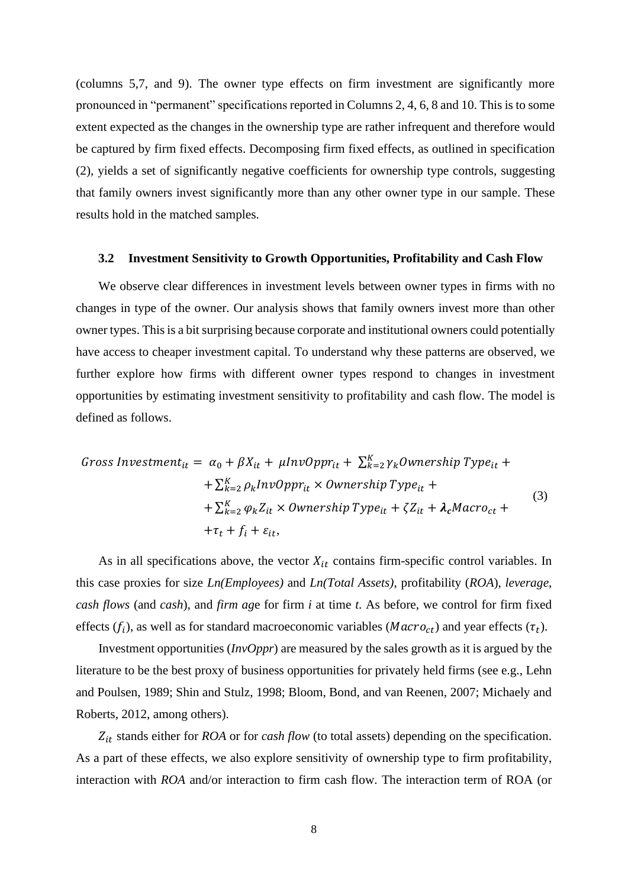(columns 5,7, and 9). The owner type effects on firm investment are significantly more pronounced in "permanent" specifications reported in Columns 2, 4, 6, 8 and 10. This is to some extent expected as the changes in the ownership type are rather infrequent and therefore would be captured by firm fixed effects. Decomposing firm fixed effects, as outlined in specification (2), yields a set of significantly negative coefficients for ownership type controls, suggesting that family owners invest significantly more than any other owner type in our sample. These results hold in the matched samples.

### 3.2 Investment Sensitivity to Growth Opportunities, Profitability and Cash Flow

We observe clear differences in investment levels between owner types in firms with no changes in type of the owner. Our analysis shows that family owners invest more than other owner types. This is a bit surprising because corporate and institutional owners could potentially have access to cheaper investment capital. To understand why these patterns are observed, we further explore how firms with different owner types respond to changes in investment opportunities by estimating investment sensitivity to profitability and cash flow. The model is defined as follows.

$$
\begin{aligned}
Gross\ Investment_{it} = {} & \alpha_0 + \beta X_{it} + \mu InvOppr_{it} + \textstyle\sum_{k=2}^{K} \gamma_k Ownership\ Type_{it} + \\
& + \textstyle\sum_{k=2}^{K} \rho_k InvOppr_{it} \times Ownership\ Type_{it} + \\
& + \textstyle\sum_{k=2}^{K} \varphi_k Z_{it} \times Ownership\ Type_{it} + \zeta Z_{it} + \boldsymbol{\lambda_c} Macro_{ct} + \\
& + \tau_t + f_i + \varepsilon_{it},
\end{aligned} \tag{3}
$$

As in all specifications above, the vector $X_{it}$ contains firm-specific control variables. In this case proxies for size *Ln(Employees)* and *Ln(Total Assets)*, profitability (*ROA*), *leverage*, *cash flows* (and *cash*), and *firm age* for firm *i* at time *t*. As before, we control for firm fixed effects ($f_i$), as well as for standard macroeconomic variables ($Macro_{ct}$) and year effects ($\tau_t$).

Investment opportunities (*InvOppr*) are measured by the sales growth as it is argued by the literature to be the best proxy of business opportunities for privately held firms (see e.g., Lehn and Poulsen, 1989; Shin and Stulz, 1998; Bloom, Bond, and van Reenen, 2007; Michaely and Roberts, 2012, among others).

$Z_{it}$ stands either for *ROA* or for *cash flow* (to total assets) depending on the specification. As a part of these effects, we also explore sensitivity of ownership type to firm profitability, interaction with *ROA* and/or interaction to firm cash flow. The interaction term of ROA (or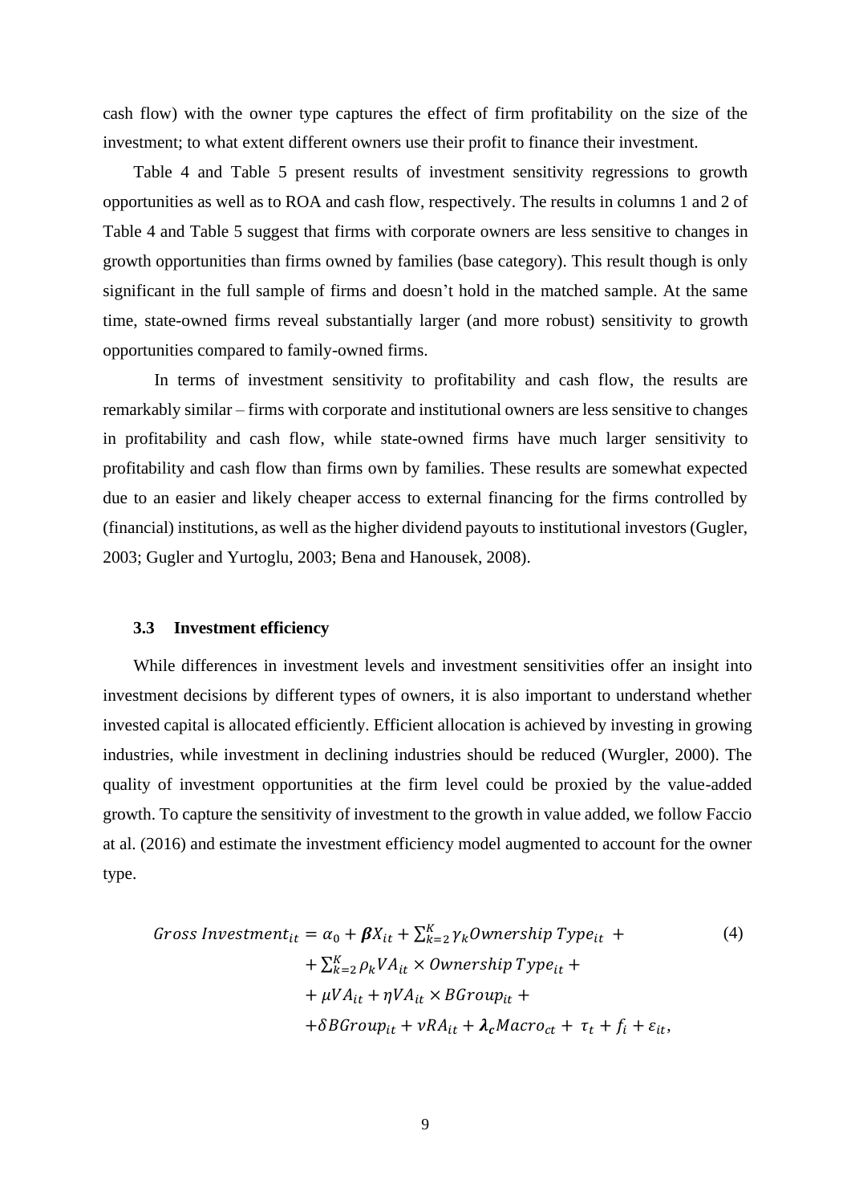cash flow) with the owner type captures the effect of firm profitability on the size of the investment; to what extent different owners use their profit to finance their investment.

Table 4 and Table 5 present results of investment sensitivity regressions to growth opportunities as well as to ROA and cash flow, respectively. The results in columns 1 and 2 of Table 4 and Table 5 suggest that firms with corporate owners are less sensitive to changes in growth opportunities than firms owned by families (base category). This result though is only significant in the full sample of firms and doesn't hold in the matched sample. At the same time, state-owned firms reveal substantially larger (and more robust) sensitivity to growth opportunities compared to family-owned firms.

In terms of investment sensitivity to profitability and cash flow, the results are remarkably similar – firms with corporate and institutional owners are less sensitive to changes in profitability and cash flow, while state-owned firms have much larger sensitivity to profitability and cash flow than firms own by families. These results are somewhat expected due to an easier and likely cheaper access to external financing for the firms controlled by (financial) institutions, as well as the higher dividend payouts to institutional investors (Gugler, 2003; Gugler and Yurtoglu, 2003; Bena and Hanousek, 2008).

### 3.3 Investment efficiency

While differences in investment levels and investment sensitivities offer an insight into investment decisions by different types of owners, it is also important to understand whether invested capital is allocated efficiently. Efficient allocation is achieved by investing in growing industries, while investment in declining industries should be reduced (Wurgler, 2000). The quality of investment opportunities at the firm level could be proxied by the value-added growth. To capture the sensitivity of investment to the growth in value added, we follow Faccio at al. (2016) and estimate the investment efficiency model augmented to account for the owner type.

$$
\begin{aligned}
Gross\ Investment_{it} = {} & \alpha_0 + \boldsymbol{\beta} X_{it} + \sum_{k=2}^{K} \gamma_k Ownership\ Type_{it} + \\
& + \sum_{k=2}^{K} \rho_k VA_{it} \times Ownership\ Type_{it} + \\
& + \mu VA_{it} + \eta VA_{it} \times BGroup_{it} + \\
& + \delta BGroup_{it} + \nu RA_{it} + \boldsymbol{\lambda_c} Macro_{ct} + \tau_t + f_i + \varepsilon_{it},
\end{aligned} \tag{4}
$$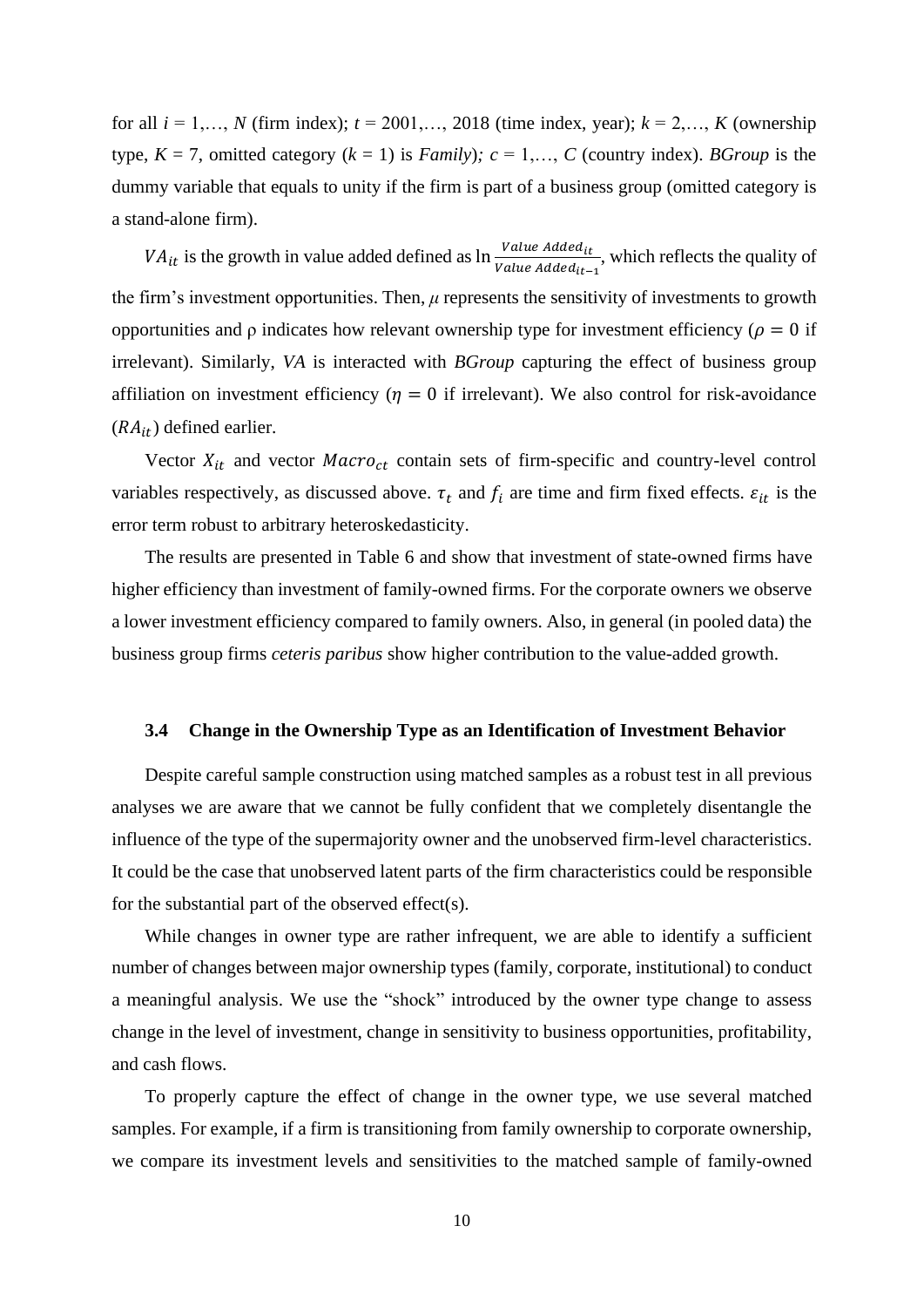for all $i$ = 1,…, $N$ (firm index); $t$ = 2001,…, 2018 (time index, year); $k$ = 2,…, $K$ (ownership type, $K$ = 7, omitted category ($k$ = 1) is *Family*); $c$ = 1,…, $C$ (country index). *BGroup* is the dummy variable that equals to unity if the firm is part of a business group (omitted category is a stand-alone firm).

$VA_{it}$ is the growth in value added defined as $\ln \frac{Value\ Added_{it}}{Value\ Added_{it-1}}$, which reflects the quality of the firm's investment opportunities. Then, $\mu$ represents the sensitivity of investments to growth opportunities and $\rho$ indicates how relevant ownership type for investment efficiency ($\rho = 0$ if irrelevant). Similarly, *VA* is interacted with *BGroup* capturing the effect of business group affiliation on investment efficiency ($\eta = 0$ if irrelevant). We also control for risk-avoidance ($RA_{it}$) defined earlier.

Vector $X_{it}$ and vector $Macro_{ct}$ contain sets of firm-specific and country-level control variables respectively, as discussed above. $\tau_t$ and $f_i$ are time and firm fixed effects. $\varepsilon_{it}$ is the error term robust to arbitrary heteroskedasticity.

The results are presented in Table 6 and show that investment of state-owned firms have higher efficiency than investment of family-owned firms. For the corporate owners we observe a lower investment efficiency compared to family owners. Also, in general (in pooled data) the business group firms *ceteris paribus* show higher contribution to the value-added growth.

### 3.4 Change in the Ownership Type as an Identification of Investment Behavior

Despite careful sample construction using matched samples as a robust test in all previous analyses we are aware that we cannot be fully confident that we completely disentangle the influence of the type of the supermajority owner and the unobserved firm-level characteristics. It could be the case that unobserved latent parts of the firm characteristics could be responsible for the substantial part of the observed effect(s).

While changes in owner type are rather infrequent, we are able to identify a sufficient number of changes between major ownership types (family, corporate, institutional) to conduct a meaningful analysis. We use the "shock" introduced by the owner type change to assess change in the level of investment, change in sensitivity to business opportunities, profitability, and cash flows.

To properly capture the effect of change in the owner type, we use several matched samples. For example, if a firm is transitioning from family ownership to corporate ownership, we compare its investment levels and sensitivities to the matched sample of family-owned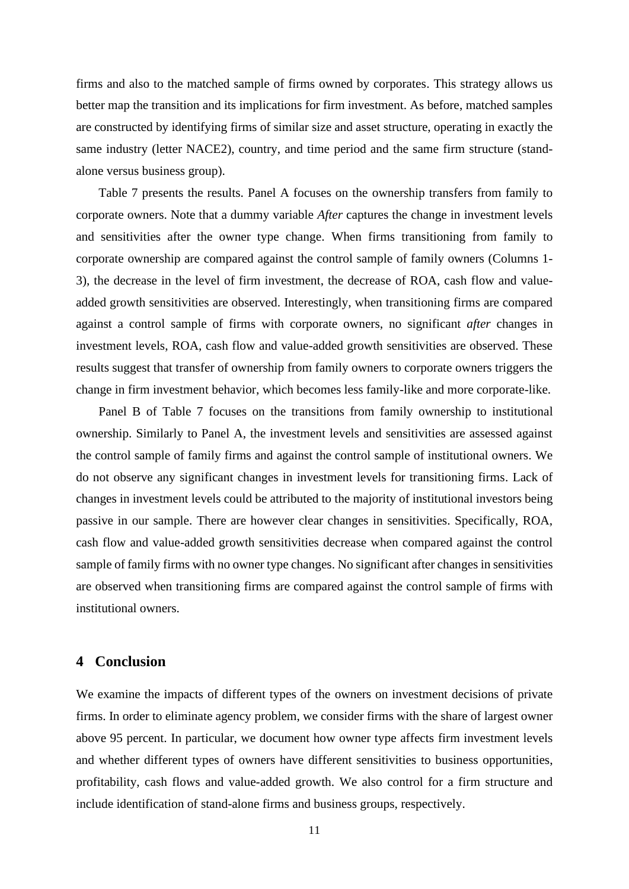firms and also to the matched sample of firms owned by corporates. This strategy allows us better map the transition and its implications for firm investment. As before, matched samples are constructed by identifying firms of similar size and asset structure, operating in exactly the same industry (letter NACE2), country, and time period and the same firm structure (stand-alone versus business group).

Table 7 presents the results. Panel A focuses on the ownership transfers from family to corporate owners. Note that a dummy variable *After* captures the change in investment levels and sensitivities after the owner type change. When firms transitioning from family to corporate ownership are compared against the control sample of family owners (Columns 1-3), the decrease in the level of firm investment, the decrease of ROA, cash flow and value-added growth sensitivities are observed. Interestingly, when transitioning firms are compared against a control sample of firms with corporate owners, no significant *after* changes in investment levels, ROA, cash flow and value-added growth sensitivities are observed. These results suggest that transfer of ownership from family owners to corporate owners triggers the change in firm investment behavior, which becomes less family-like and more corporate-like.

Panel B of Table 7 focuses on the transitions from family ownership to institutional ownership. Similarly to Panel A, the investment levels and sensitivities are assessed against the control sample of family firms and against the control sample of institutional owners. We do not observe any significant changes in investment levels for transitioning firms. Lack of changes in investment levels could be attributed to the majority of institutional investors being passive in our sample. There are however clear changes in sensitivities. Specifically, ROA, cash flow and value-added growth sensitivities decrease when compared against the control sample of family firms with no owner type changes. No significant after changes in sensitivities are observed when transitioning firms are compared against the control sample of firms with institutional owners.

## 4 Conclusion

We examine the impacts of different types of the owners on investment decisions of private firms. In order to eliminate agency problem, we consider firms with the share of largest owner above 95 percent. In particular, we document how owner type affects firm investment levels and whether different types of owners have different sensitivities to business opportunities, profitability, cash flows and value-added growth. We also control for a firm structure and include identification of stand-alone firms and business groups, respectively.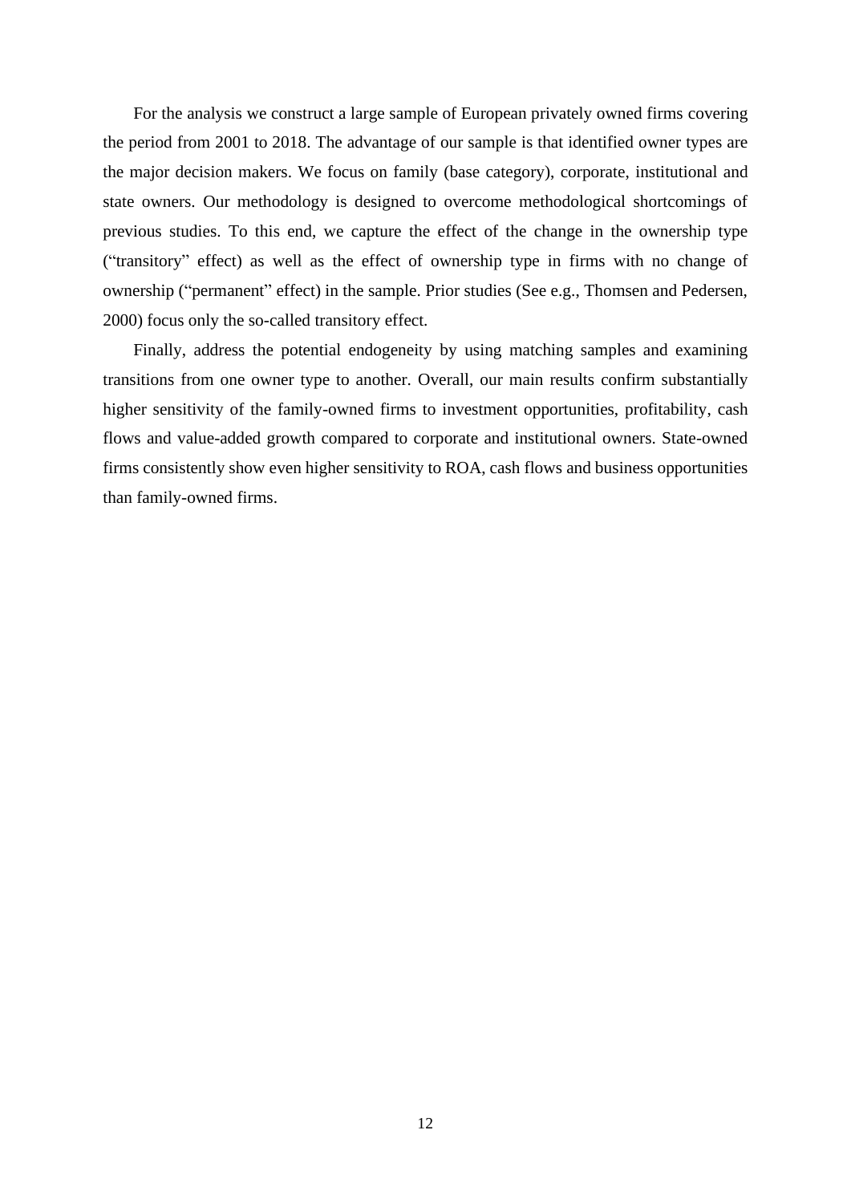For the analysis we construct a large sample of European privately owned firms covering the period from 2001 to 2018. The advantage of our sample is that identified owner types are the major decision makers. We focus on family (base category), corporate, institutional and state owners. Our methodology is designed to overcome methodological shortcomings of previous studies. To this end, we capture the effect of the change in the ownership type ("transitory" effect) as well as the effect of ownership type in firms with no change of ownership ("permanent" effect) in the sample. Prior studies (See e.g., Thomsen and Pedersen, 2000) focus only the so-called transitory effect.

Finally, address the potential endogeneity by using matching samples and examining transitions from one owner type to another. Overall, our main results confirm substantially higher sensitivity of the family-owned firms to investment opportunities, profitability, cash flows and value-added growth compared to corporate and institutional owners. State-owned firms consistently show even higher sensitivity to ROA, cash flows and business opportunities than family-owned firms.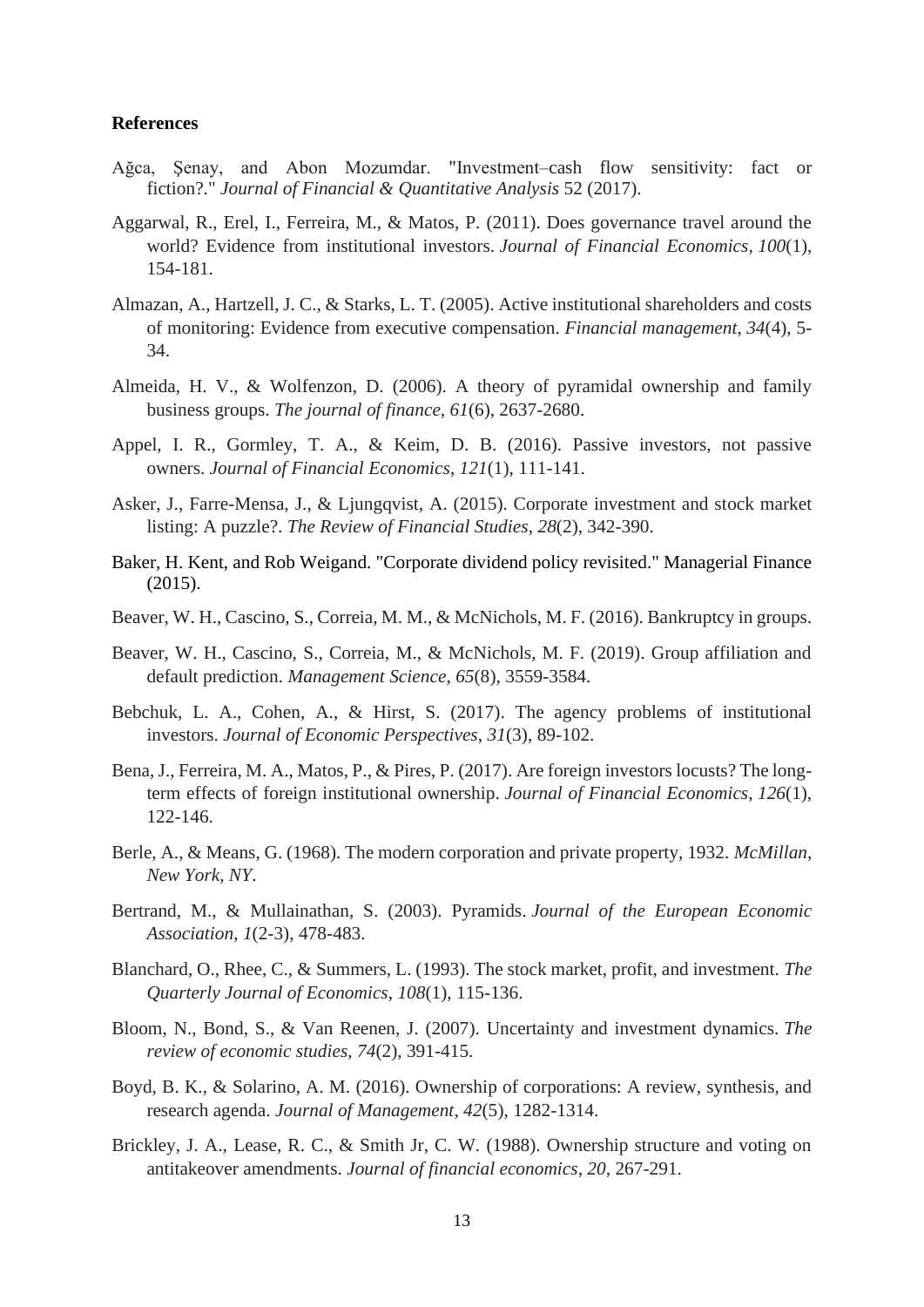### References

Ağca, Şenay, and Abon Mozumdar. "Investment–cash flow sensitivity: fact or fiction?." *Journal of Financial & Quantitative Analysis* 52 (2017).

Aggarwal, R., Erel, I., Ferreira, M., & Matos, P. (2011). Does governance travel around the world? Evidence from institutional investors. *Journal of Financial Economics*, *100*(1), 154-181.

Almazan, A., Hartzell, J. C., & Starks, L. T. (2005). Active institutional shareholders and costs of monitoring: Evidence from executive compensation. *Financial management*, *34*(4), 5-34.

Almeida, H. V., & Wolfenzon, D. (2006). A theory of pyramidal ownership and family business groups. *The journal of finance*, *61*(6), 2637-2680.

Appel, I. R., Gormley, T. A., & Keim, D. B. (2016). Passive investors, not passive owners. *Journal of Financial Economics*, *121*(1), 111-141.

Asker, J., Farre-Mensa, J., & Ljungqvist, A. (2015). Corporate investment and stock market listing: A puzzle?. *The Review of Financial Studies*, *28*(2), 342-390.

Baker, H. Kent, and Rob Weigand. "Corporate dividend policy revisited." Managerial Finance (2015).

Beaver, W. H., Cascino, S., Correia, M. M., & McNichols, M. F. (2016). Bankruptcy in groups.

Beaver, W. H., Cascino, S., Correia, M., & McNichols, M. F. (2019). Group affiliation and default prediction. *Management Science*, *65*(8), 3559-3584.

Bebchuk, L. A., Cohen, A., & Hirst, S. (2017). The agency problems of institutional investors. *Journal of Economic Perspectives*, *31*(3), 89-102.

Bena, J., Ferreira, M. A., Matos, P., & Pires, P. (2017). Are foreign investors locusts? The long-term effects of foreign institutional ownership. *Journal of Financial Economics*, *126*(1), 122-146.

Berle, A., & Means, G. (1968). The modern corporation and private property, 1932. *McMillan, New York, NY*.

Bertrand, M., & Mullainathan, S. (2003). Pyramids. *Journal of the European Economic Association*, *1*(2-3), 478-483.

Blanchard, O., Rhee, C., & Summers, L. (1993). The stock market, profit, and investment. *The Quarterly Journal of Economics*, *108*(1), 115-136.

Bloom, N., Bond, S., & Van Reenen, J. (2007). Uncertainty and investment dynamics. *The review of economic studies*, *74*(2), 391-415.

Boyd, B. K., & Solarino, A. M. (2016). Ownership of corporations: A review, synthesis, and research agenda. *Journal of Management*, *42*(5), 1282-1314.

Brickley, J. A., Lease, R. C., & Smith Jr, C. W. (1988). Ownership structure and voting on antitakeover amendments. *Journal of financial economics*, *20*, 267-291.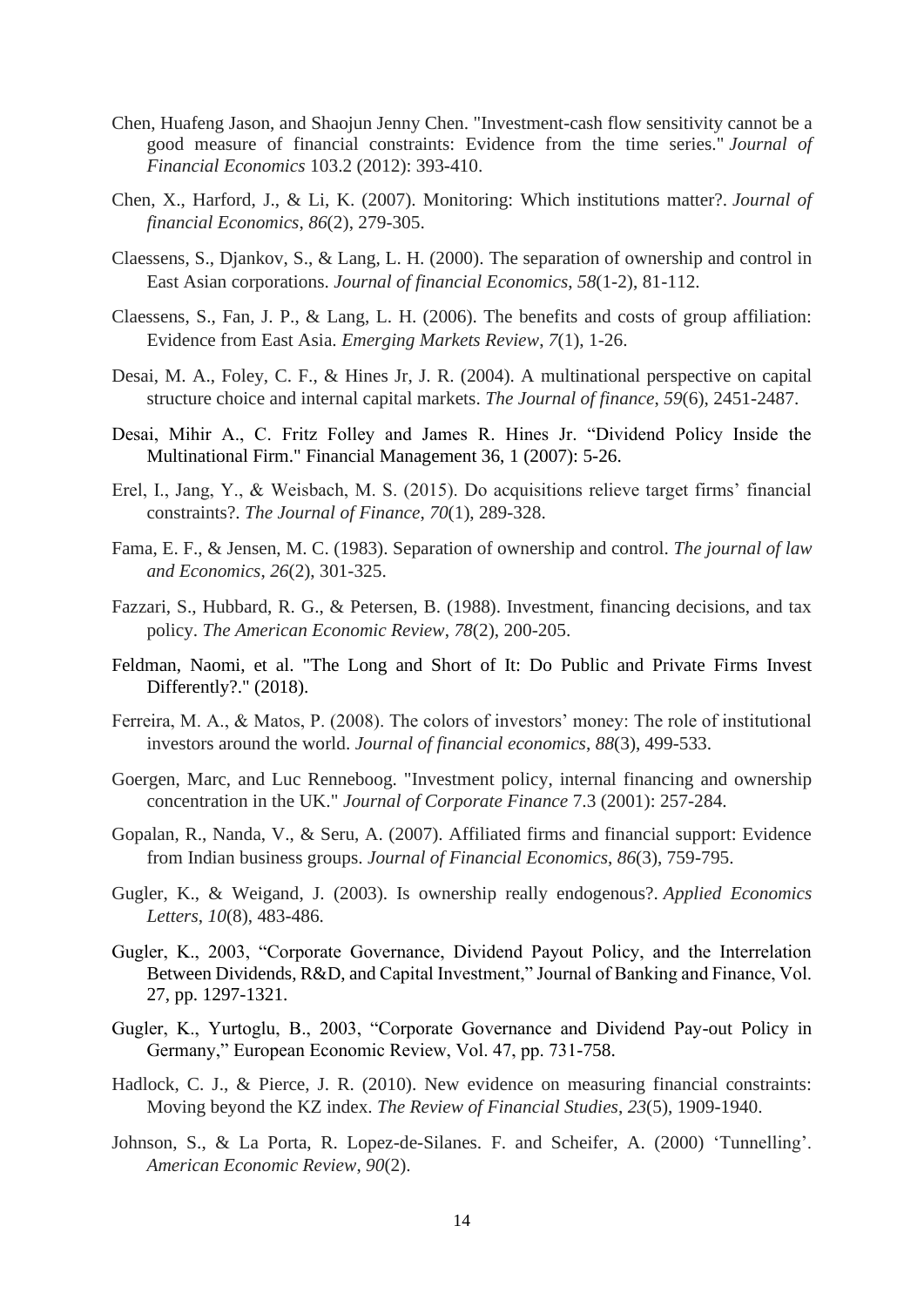Chen, Huafeng Jason, and Shaojun Jenny Chen. "Investment-cash flow sensitivity cannot be a good measure of financial constraints: Evidence from the time series." *Journal of Financial Economics* 103.2 (2012): 393-410.

Chen, X., Harford, J., & Li, K. (2007). Monitoring: Which institutions matter?. *Journal of financial Economics*, *86*(2), 279-305.

Claessens, S., Djankov, S., & Lang, L. H. (2000). The separation of ownership and control in East Asian corporations. *Journal of financial Economics*, *58*(1-2), 81-112.

Claessens, S., Fan, J. P., & Lang, L. H. (2006). The benefits and costs of group affiliation: Evidence from East Asia. *Emerging Markets Review*, *7*(1), 1-26.

Desai, M. A., Foley, C. F., & Hines Jr, J. R. (2004). A multinational perspective on capital structure choice and internal capital markets. *The Journal of finance*, *59*(6), 2451-2487.

Desai, Mihir A., C. Fritz Folley and James R. Hines Jr. "Dividend Policy Inside the Multinational Firm." Financial Management 36, 1 (2007): 5-26.

Erel, I., Jang, Y., & Weisbach, M. S. (2015). Do acquisitions relieve target firms' financial constraints?. *The Journal of Finance*, *70*(1), 289-328.

Fama, E. F., & Jensen, M. C. (1983). Separation of ownership and control. *The journal of law and Economics*, *26*(2), 301-325.

Fazzari, S., Hubbard, R. G., & Petersen, B. (1988). Investment, financing decisions, and tax policy. *The American Economic Review*, *78*(2), 200-205.

Feldman, Naomi, et al. "The Long and Short of It: Do Public and Private Firms Invest Differently?." (2018).

Ferreira, M. A., & Matos, P. (2008). The colors of investors' money: The role of institutional investors around the world. *Journal of financial economics*, *88*(3), 499-533.

Goergen, Marc, and Luc Renneboog. "Investment policy, internal financing and ownership concentration in the UK." *Journal of Corporate Finance* 7.3 (2001): 257-284.

Gopalan, R., Nanda, V., & Seru, A. (2007). Affiliated firms and financial support: Evidence from Indian business groups. *Journal of Financial Economics*, *86*(3), 759-795.

Gugler, K., & Weigand, J. (2003). Is ownership really endogenous?. *Applied Economics Letters*, *10*(8), 483-486.

Gugler, K., 2003, "Corporate Governance, Dividend Payout Policy, and the Interrelation Between Dividends, R&D, and Capital Investment," Journal of Banking and Finance, Vol. 27, pp. 1297-1321.

Gugler, K., Yurtoglu, B., 2003, "Corporate Governance and Dividend Pay-out Policy in Germany," European Economic Review, Vol. 47, pp. 731-758.

Hadlock, C. J., & Pierce, J. R. (2010). New evidence on measuring financial constraints: Moving beyond the KZ index. *The Review of Financial Studies*, *23*(5), 1909-1940.

Johnson, S., & La Porta, R. Lopez-de-Silanes. F. and Scheifer, A. (2000) 'Tunnelling'. *American Economic Review*, *90*(2).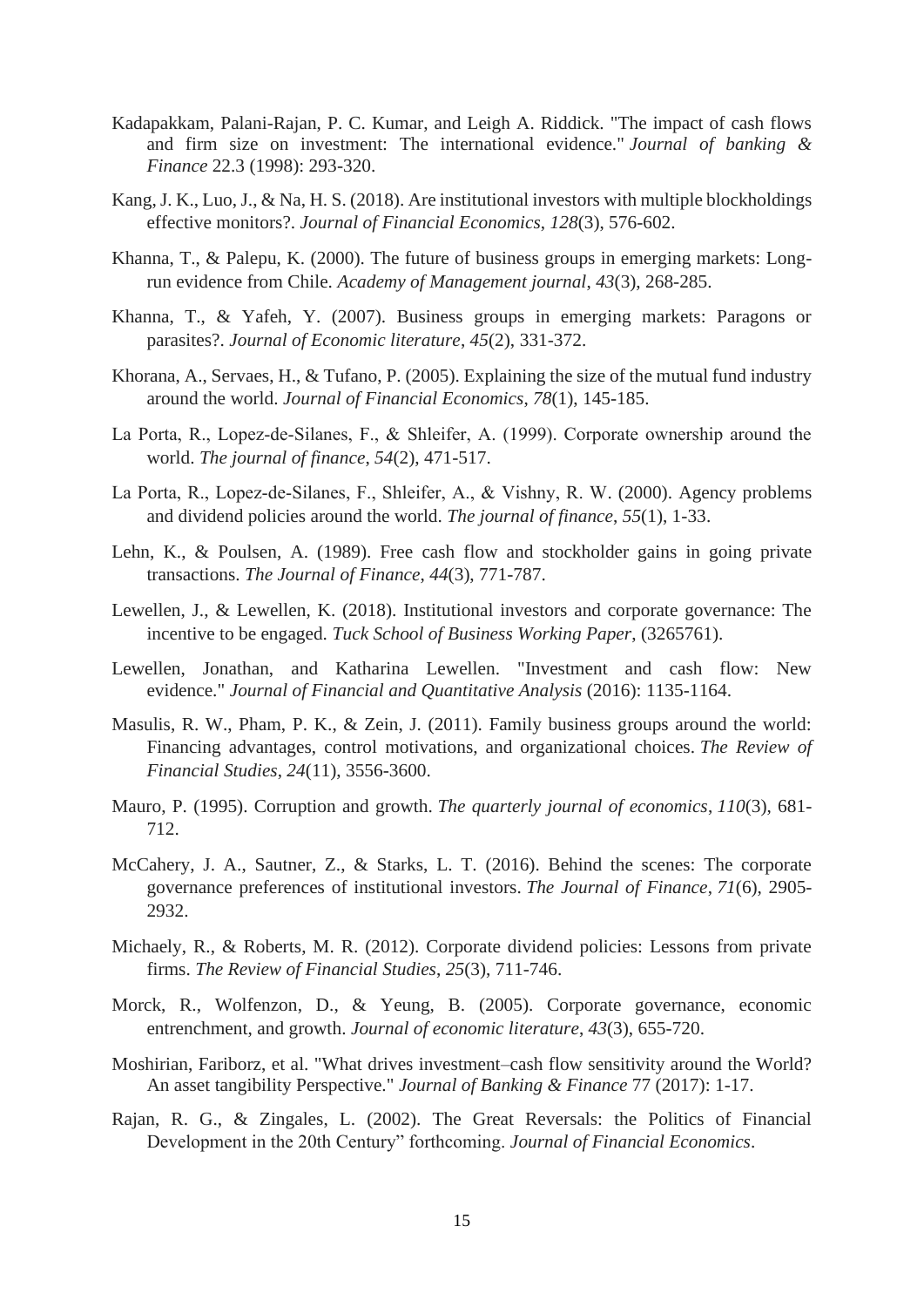Kadapakkam, Palani-Rajan, P. C. Kumar, and Leigh A. Riddick. "The impact of cash flows and firm size on investment: The international evidence." *Journal of banking & Finance* 22.3 (1998): 293-320.

Kang, J. K., Luo, J., & Na, H. S. (2018). Are institutional investors with multiple blockholdings effective monitors?. *Journal of Financial Economics*, *128*(3), 576-602.

Khanna, T., & Palepu, K. (2000). The future of business groups in emerging markets: Long-run evidence from Chile. *Academy of Management journal*, *43*(3), 268-285.

Khanna, T., & Yafeh, Y. (2007). Business groups in emerging markets: Paragons or parasites?. *Journal of Economic literature*, *45*(2), 331-372.

Khorana, A., Servaes, H., & Tufano, P. (2005). Explaining the size of the mutual fund industry around the world. *Journal of Financial Economics*, *78*(1), 145-185.

La Porta, R., Lopez-de-Silanes, F., & Shleifer, A. (1999). Corporate ownership around the world. *The journal of finance*, *54*(2), 471-517.

La Porta, R., Lopez-de-Silanes, F., Shleifer, A., & Vishny, R. W. (2000). Agency problems and dividend policies around the world. *The journal of finance*, *55*(1), 1-33.

Lehn, K., & Poulsen, A. (1989). Free cash flow and stockholder gains in going private transactions. *The Journal of Finance*, *44*(3), 771-787.

Lewellen, J., & Lewellen, K. (2018). Institutional investors and corporate governance: The incentive to be engaged. *Tuck School of Business Working Paper*, (3265761).

Lewellen, Jonathan, and Katharina Lewellen. "Investment and cash flow: New evidence." *Journal of Financial and Quantitative Analysis* (2016): 1135-1164.

Masulis, R. W., Pham, P. K., & Zein, J. (2011). Family business groups around the world: Financing advantages, control motivations, and organizational choices. *The Review of Financial Studies*, *24*(11), 3556-3600.

Mauro, P. (1995). Corruption and growth. *The quarterly journal of economics*, *110*(3), 681-712.

McCahery, J. A., Sautner, Z., & Starks, L. T. (2016). Behind the scenes: The corporate governance preferences of institutional investors. *The Journal of Finance*, *71*(6), 2905-2932.

Michaely, R., & Roberts, M. R. (2012). Corporate dividend policies: Lessons from private firms. *The Review of Financial Studies*, *25*(3), 711-746.

Morck, R., Wolfenzon, D., & Yeung, B. (2005). Corporate governance, economic entrenchment, and growth. *Journal of economic literature*, *43*(3), 655-720.

Moshirian, Fariborz, et al. "What drives investment–cash flow sensitivity around the World? An asset tangibility Perspective." *Journal of Banking & Finance* 77 (2017): 1-17.

Rajan, R. G., & Zingales, L. (2002). The Great Reversals: the Politics of Financial Development in the 20th Century" forthcoming. *Journal of Financial Economics*.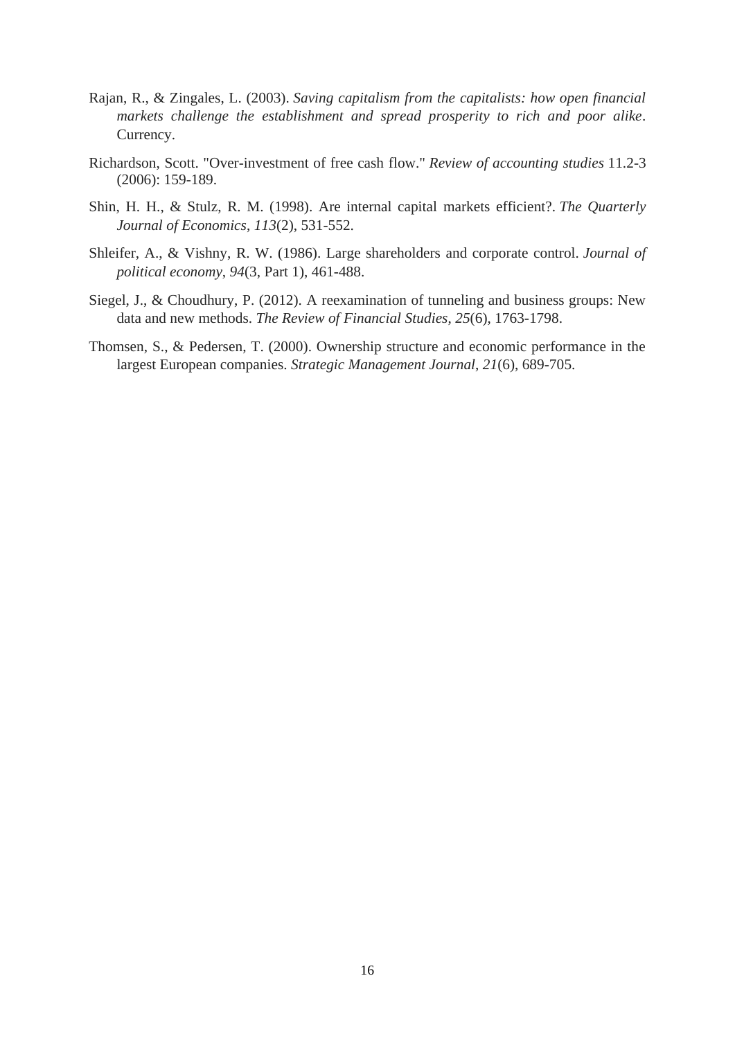Rajan, R., & Zingales, L. (2003). *Saving capitalism from the capitalists: how open financial markets challenge the establishment and spread prosperity to rich and poor alike*. Currency.

Richardson, Scott. "Over-investment of free cash flow." *Review of accounting studies* 11.2-3 (2006): 159-189.

Shin, H. H., & Stulz, R. M. (1998). Are internal capital markets efficient?. *The Quarterly Journal of Economics*, *113*(2), 531-552.

Shleifer, A., & Vishny, R. W. (1986). Large shareholders and corporate control. *Journal of political economy*, *94*(3, Part 1), 461-488.

Siegel, J., & Choudhury, P. (2012). A reexamination of tunneling and business groups: New data and new methods. *The Review of Financial Studies*, *25*(6), 1763-1798.

Thomsen, S., & Pedersen, T. (2000). Ownership structure and economic performance in the largest European companies. *Strategic Management Journal*, *21*(6), 689-705.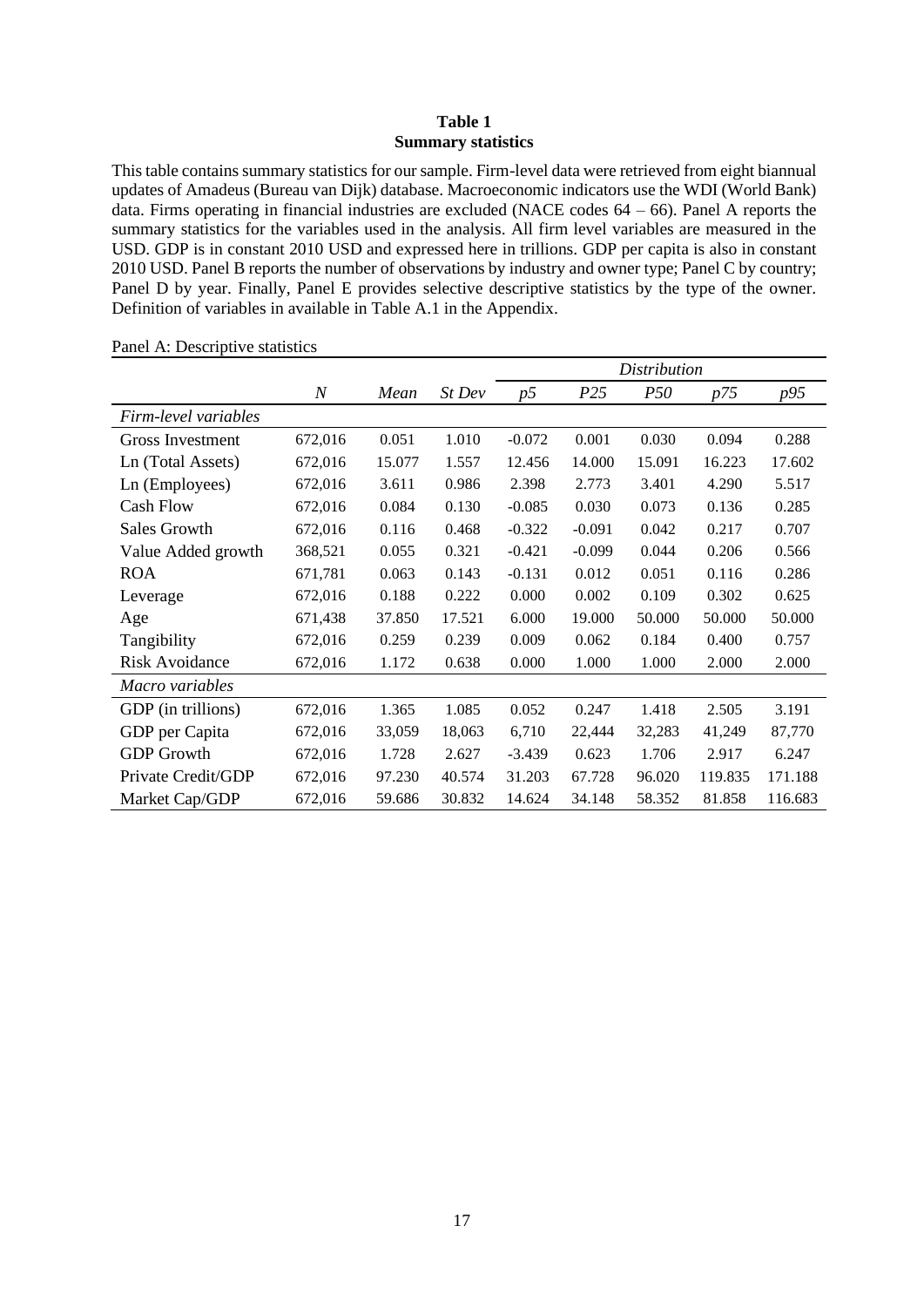**Table 1**
**Summary statistics**

This table contains summary statistics for our sample. Firm-level data were retrieved from eight biannual updates of Amadeus (Bureau van Dijk) database. Macroeconomic indicators use the WDI (World Bank) data. Firms operating in financial industries are excluded (NACE codes 64 – 66). Panel A reports the summary statistics for the variables used in the analysis. All firm level variables are measured in the USD. GDP is in constant 2010 USD and expressed here in trillions. GDP per capita is also in constant 2010 USD. Panel B reports the number of observations by industry and owner type; Panel C by country; Panel D by year. Finally, Panel E provides selective descriptive statistics by the type of the owner. Definition of variables in available in Table A.1 in the Appendix.

Panel A: Descriptive statistics

| | | | | *Distribution* | | | | |
|---|---|---|---|---|---|---|---|---|
| | *N* | *Mean* | *St Dev* | *p5* | *P25* | *P50* | *p75* | *p95* |
| *Firm-level variables* | | | | | | | | |
| Gross Investment | 672,016 | 0.051 | 1.010 | -0.072 | 0.001 | 0.030 | 0.094 | 0.288 |
| Ln (Total Assets) | 672,016 | 15.077 | 1.557 | 12.456 | 14.000 | 15.091 | 16.223 | 17.602 |
| Ln (Employees) | 672,016 | 3.611 | 0.986 | 2.398 | 2.773 | 3.401 | 4.290 | 5.517 |
| Cash Flow | 672,016 | 0.084 | 0.130 | -0.085 | 0.030 | 0.073 | 0.136 | 0.285 |
| Sales Growth | 672,016 | 0.116 | 0.468 | -0.322 | -0.091 | 0.042 | 0.217 | 0.707 |
| Value Added growth | 368,521 | 0.055 | 0.321 | -0.421 | -0.099 | 0.044 | 0.206 | 0.566 |
| ROA | 671,781 | 0.063 | 0.143 | -0.131 | 0.012 | 0.051 | 0.116 | 0.286 |
| Leverage | 672,016 | 0.188 | 0.222 | 0.000 | 0.002 | 0.109 | 0.302 | 0.625 |
| Age | 671,438 | 37.850 | 17.521 | 6.000 | 19.000 | 50.000 | 50.000 | 50.000 |
| Tangibility | 672,016 | 0.259 | 0.239 | 0.009 | 0.062 | 0.184 | 0.400 | 0.757 |
| Risk Avoidance | 672,016 | 1.172 | 0.638 | 0.000 | 1.000 | 1.000 | 2.000 | 2.000 |
| *Macro variables* | | | | | | | | |
| GDP (in trillions) | 672,016 | 1.365 | 1.085 | 0.052 | 0.247 | 1.418 | 2.505 | 3.191 |
| GDP per Capita | 672,016 | 33,059 | 18,063 | 6,710 | 22,444 | 32,283 | 41,249 | 87,770 |
| GDP Growth | 672,016 | 1.728 | 2.627 | -3.439 | 0.623 | 1.706 | 2.917 | 6.247 |
| Private Credit/GDP | 672,016 | 97.230 | 40.574 | 31.203 | 67.728 | 96.020 | 119.835 | 171.188 |
| Market Cap/GDP | 672,016 | 59.686 | 30.832 | 14.624 | 34.148 | 58.352 | 81.858 | 116.683 |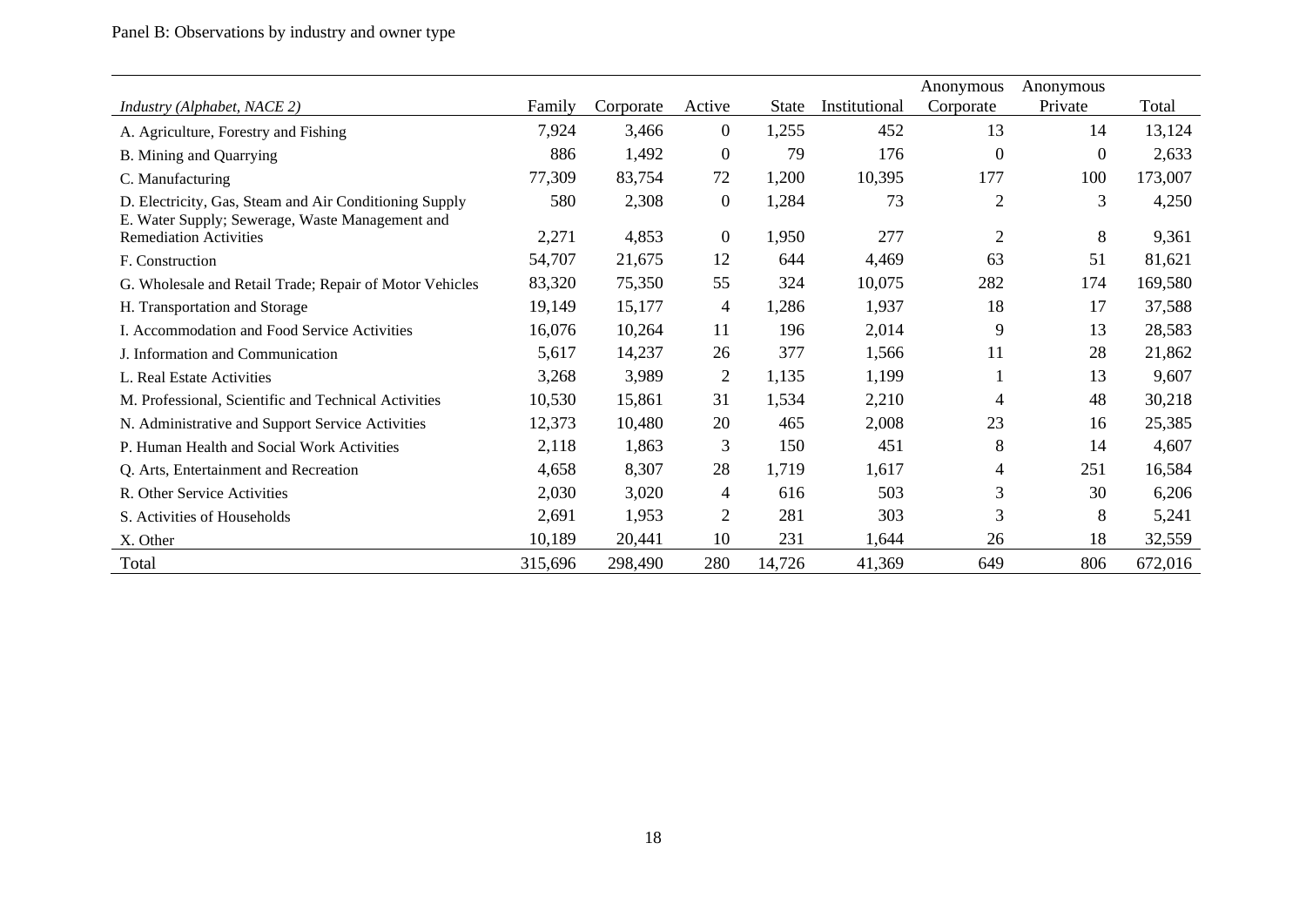Panel B: Observations by industry and owner type

| *Industry (Alphabet, NACE 2)* | Family | Corporate | Active | State | Institutional | Anonymous Corporate | Anonymous Private | Total |
|---|---|---|---|---|---|---|---|---|
| A. Agriculture, Forestry and Fishing | 7,924 | 3,466 | 0 | 1,255 | 452 | 13 | 14 | 13,124 |
| B. Mining and Quarrying | 886 | 1,492 | 0 | 79 | 176 | 0 | 0 | 2,633 |
| C. Manufacturing | 77,309 | 83,754 | 72 | 1,200 | 10,395 | 177 | 100 | 173,007 |
| D. Electricity, Gas, Steam and Air Conditioning Supply | 580 | 2,308 | 0 | 1,284 | 73 | 2 | 3 | 4,250 |
| E. Water Supply; Sewerage, Waste Management and Remediation Activities | 2,271 | 4,853 | 0 | 1,950 | 277 | 2 | 8 | 9,361 |
| F. Construction | 54,707 | 21,675 | 12 | 644 | 4,469 | 63 | 51 | 81,621 |
| G. Wholesale and Retail Trade; Repair of Motor Vehicles | 83,320 | 75,350 | 55 | 324 | 10,075 | 282 | 174 | 169,580 |
| H. Transportation and Storage | 19,149 | 15,177 | 4 | 1,286 | 1,937 | 18 | 17 | 37,588 |
| I. Accommodation and Food Service Activities | 16,076 | 10,264 | 11 | 196 | 2,014 | 9 | 13 | 28,583 |
| J. Information and Communication | 5,617 | 14,237 | 26 | 377 | 1,566 | 11 | 28 | 21,862 |
| L. Real Estate Activities | 3,268 | 3,989 | 2 | 1,135 | 1,199 | 1 | 13 | 9,607 |
| M. Professional, Scientific and Technical Activities | 10,530 | 15,861 | 31 | 1,534 | 2,210 | 4 | 48 | 30,218 |
| N. Administrative and Support Service Activities | 12,373 | 10,480 | 20 | 465 | 2,008 | 23 | 16 | 25,385 |
| P. Human Health and Social Work Activities | 2,118 | 1,863 | 3 | 150 | 451 | 8 | 14 | 4,607 |
| Q. Arts, Entertainment and Recreation | 4,658 | 8,307 | 28 | 1,719 | 1,617 | 4 | 251 | 16,584 |
| R. Other Service Activities | 2,030 | 3,020 | 4 | 616 | 503 | 3 | 30 | 6,206 |
| S. Activities of Households | 2,691 | 1,953 | 2 | 281 | 303 | 3 | 8 | 5,241 |
| X. Other | 10,189 | 20,441 | 10 | 231 | 1,644 | 26 | 18 | 32,559 |
| Total | 315,696 | 298,490 | 280 | 14,726 | 41,369 | 649 | 806 | 672,016 |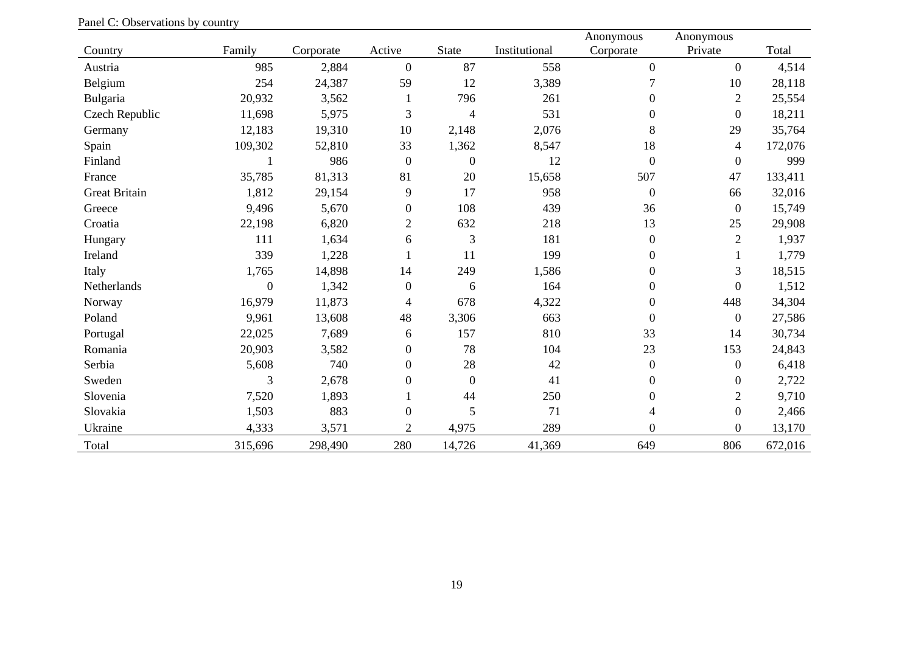Panel C: Observations by country

| Country | Family | Corporate | Active | State | Institutional | Anonymous Corporate | Anonymous Private | Total |
|---|---|---|---|---|---|---|---|---|
| Austria | 985 | 2,884 | 0 | 87 | 558 | 0 | 0 | 4,514 |
| Belgium | 254 | 24,387 | 59 | 12 | 3,389 | 7 | 10 | 28,118 |
| Bulgaria | 20,932 | 3,562 | 1 | 796 | 261 | 0 | 2 | 25,554 |
| Czech Republic | 11,698 | 5,975 | 3 | 4 | 531 | 0 | 0 | 18,211 |
| Germany | 12,183 | 19,310 | 10 | 2,148 | 2,076 | 8 | 29 | 35,764 |
| Spain | 109,302 | 52,810 | 33 | 1,362 | 8,547 | 18 | 4 | 172,076 |
| Finland | 1 | 986 | 0 | 0 | 12 | 0 | 0 | 999 |
| France | 35,785 | 81,313 | 81 | 20 | 15,658 | 507 | 47 | 133,411 |
| Great Britain | 1,812 | 29,154 | 9 | 17 | 958 | 0 | 66 | 32,016 |
| Greece | 9,496 | 5,670 | 0 | 108 | 439 | 36 | 0 | 15,749 |
| Croatia | 22,198 | 6,820 | 2 | 632 | 218 | 13 | 25 | 29,908 |
| Hungary | 111 | 1,634 | 6 | 3 | 181 | 0 | 2 | 1,937 |
| Ireland | 339 | 1,228 | 1 | 11 | 199 | 0 | 1 | 1,779 |
| Italy | 1,765 | 14,898 | 14 | 249 | 1,586 | 0 | 3 | 18,515 |
| Netherlands | 0 | 1,342 | 0 | 6 | 164 | 0 | 0 | 1,512 |
| Norway | 16,979 | 11,873 | 4 | 678 | 4,322 | 0 | 448 | 34,304 |
| Poland | 9,961 | 13,608 | 48 | 3,306 | 663 | 0 | 0 | 27,586 |
| Portugal | 22,025 | 7,689 | 6 | 157 | 810 | 33 | 14 | 30,734 |
| Romania | 20,903 | 3,582 | 0 | 78 | 104 | 23 | 153 | 24,843 |
| Serbia | 5,608 | 740 | 0 | 28 | 42 | 0 | 0 | 6,418 |
| Sweden | 3 | 2,678 | 0 | 0 | 41 | 0 | 0 | 2,722 |
| Slovenia | 7,520 | 1,893 | 1 | 44 | 250 | 0 | 2 | 9,710 |
| Slovakia | 1,503 | 883 | 0 | 5 | 71 | 4 | 0 | 2,466 |
| Ukraine | 4,333 | 3,571 | 2 | 4,975 | 289 | 0 | 0 | 13,170 |
| Total | 315,696 | 298,490 | 280 | 14,726 | 41,369 | 649 | 806 | 672,016 |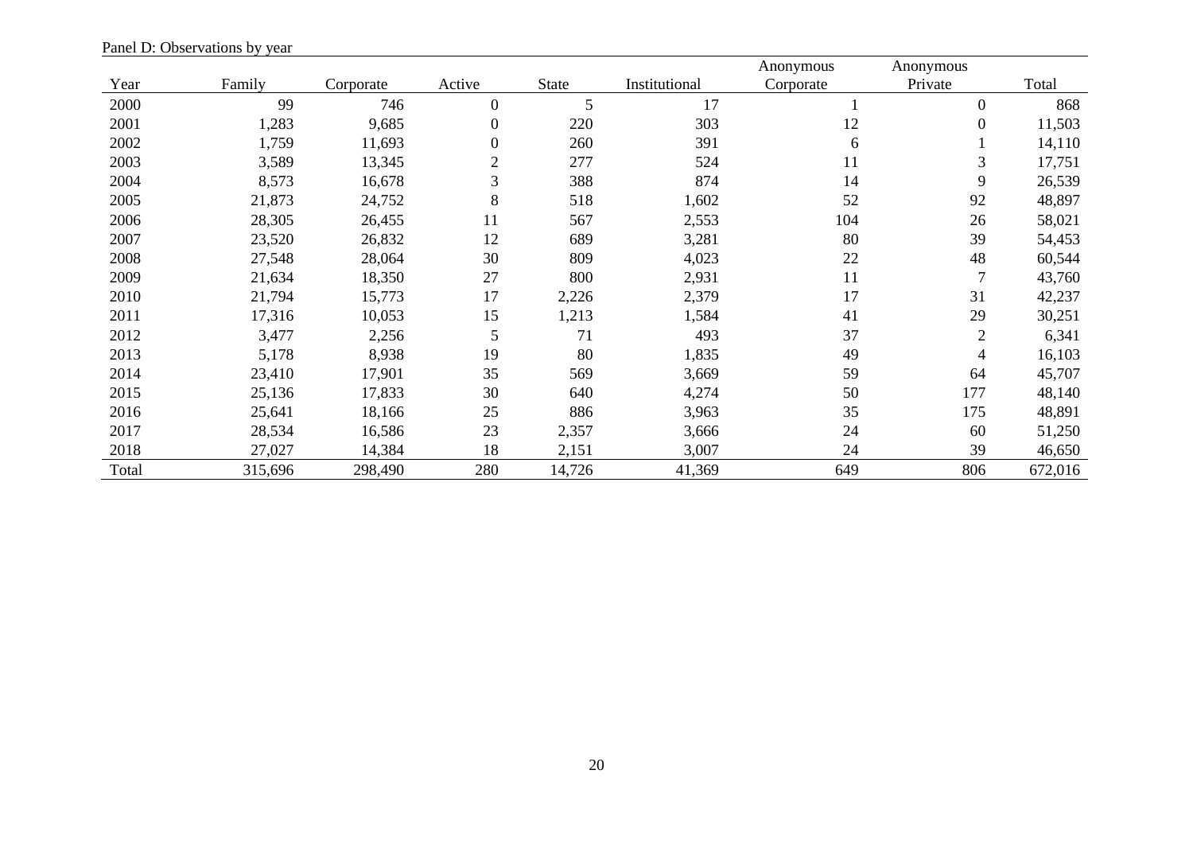Panel D: Observations by year

| Year | Family | Corporate | Active | State | Institutional | Anonymous Corporate | Anonymous Private | Total |
|---|---|---|---|---|---|---|---|---|
| 2000 | 99 | 746 | 0 | 5 | 17 | 1 | 0 | 868 |
| 2001 | 1,283 | 9,685 | 0 | 220 | 303 | 12 | 0 | 11,503 |
| 2002 | 1,759 | 11,693 | 0 | 260 | 391 | 6 | 1 | 14,110 |
| 2003 | 3,589 | 13,345 | 2 | 277 | 524 | 11 | 3 | 17,751 |
| 2004 | 8,573 | 16,678 | 3 | 388 | 874 | 14 | 9 | 26,539 |
| 2005 | 21,873 | 24,752 | 8 | 518 | 1,602 | 52 | 92 | 48,897 |
| 2006 | 28,305 | 26,455 | 11 | 567 | 2,553 | 104 | 26 | 58,021 |
| 2007 | 23,520 | 26,832 | 12 | 689 | 3,281 | 80 | 39 | 54,453 |
| 2008 | 27,548 | 28,064 | 30 | 809 | 4,023 | 22 | 48 | 60,544 |
| 2009 | 21,634 | 18,350 | 27 | 800 | 2,931 | 11 | 7 | 43,760 |
| 2010 | 21,794 | 15,773 | 17 | 2,226 | 2,379 | 17 | 31 | 42,237 |
| 2011 | 17,316 | 10,053 | 15 | 1,213 | 1,584 | 41 | 29 | 30,251 |
| 2012 | 3,477 | 2,256 | 5 | 71 | 493 | 37 | 2 | 6,341 |
| 2013 | 5,178 | 8,938 | 19 | 80 | 1,835 | 49 | 4 | 16,103 |
| 2014 | 23,410 | 17,901 | 35 | 569 | 3,669 | 59 | 64 | 45,707 |
| 2015 | 25,136 | 17,833 | 30 | 640 | 4,274 | 50 | 177 | 48,140 |
| 2016 | 25,641 | 18,166 | 25 | 886 | 3,963 | 35 | 175 | 48,891 |
| 2017 | 28,534 | 16,586 | 23 | 2,357 | 3,666 | 24 | 60 | 51,250 |
| 2018 | 27,027 | 14,384 | 18 | 2,151 | 3,007 | 24 | 39 | 46,650 |
| Total | 315,696 | 298,490 | 280 | 14,726 | 41,369 | 649 | 806 | 672,016 |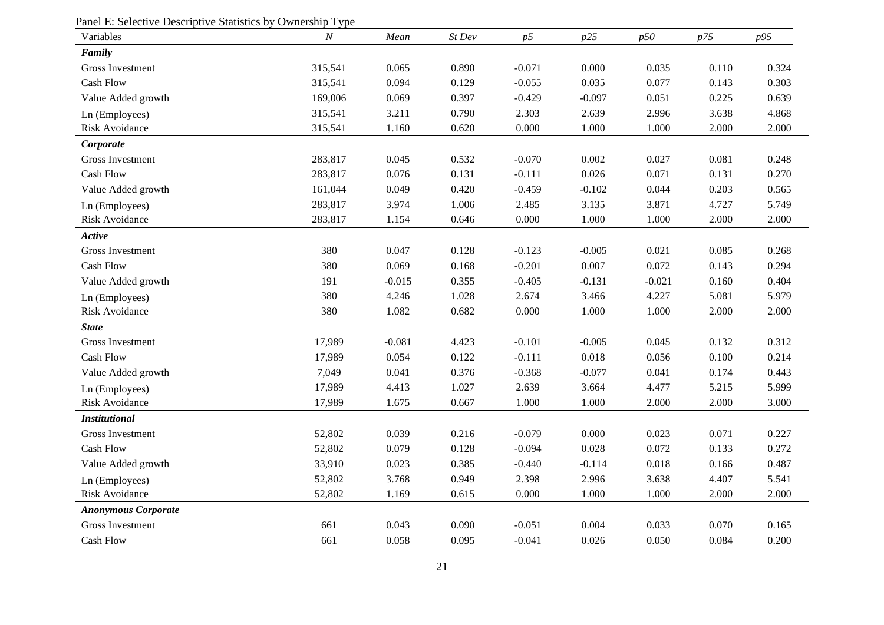Panel E: Selective Descriptive Statistics by Ownership Type

| Variables | *N* | *Mean* | *St Dev* | *p5* | *p25* | *p50* | *p75* | *p95* |
|---|---|---|---|---|---|---|---|---|
| ***Family*** | | | | | | | | |
| Gross Investment | 315,541 | 0.065 | 0.890 | -0.071 | 0.000 | 0.035 | 0.110 | 0.324 |
| Cash Flow | 315,541 | 0.094 | 0.129 | -0.055 | 0.035 | 0.077 | 0.143 | 0.303 |
| Value Added growth | 169,006 | 0.069 | 0.397 | -0.429 | -0.097 | 0.051 | 0.225 | 0.639 |
| Ln (Employees) | 315,541 | 3.211 | 0.790 | 2.303 | 2.639 | 2.996 | 3.638 | 4.868 |
| Risk Avoidance | 315,541 | 1.160 | 0.620 | 0.000 | 1.000 | 1.000 | 2.000 | 2.000 |
| ***Corporate*** | | | | | | | | |
| Gross Investment | 283,817 | 0.045 | 0.532 | -0.070 | 0.002 | 0.027 | 0.081 | 0.248 |
| Cash Flow | 283,817 | 0.076 | 0.131 | -0.111 | 0.026 | 0.071 | 0.131 | 0.270 |
| Value Added growth | 161,044 | 0.049 | 0.420 | -0.459 | -0.102 | 0.044 | 0.203 | 0.565 |
| Ln (Employees) | 283,817 | 3.974 | 1.006 | 2.485 | 3.135 | 3.871 | 4.727 | 5.749 |
| Risk Avoidance | 283,817 | 1.154 | 0.646 | 0.000 | 1.000 | 1.000 | 2.000 | 2.000 |
| ***Active*** | | | | | | | | |
| Gross Investment | 380 | 0.047 | 0.128 | -0.123 | -0.005 | 0.021 | 0.085 | 0.268 |
| Cash Flow | 380 | 0.069 | 0.168 | -0.201 | 0.007 | 0.072 | 0.143 | 0.294 |
| Value Added growth | 191 | -0.015 | 0.355 | -0.405 | -0.131 | -0.021 | 0.160 | 0.404 |
| Ln (Employees) | 380 | 4.246 | 1.028 | 2.674 | 3.466 | 4.227 | 5.081 | 5.979 |
| Risk Avoidance | 380 | 1.082 | 0.682 | 0.000 | 1.000 | 1.000 | 2.000 | 2.000 |
| ***State*** | | | | | | | | |
| Gross Investment | 17,989 | -0.081 | 4.423 | -0.101 | -0.005 | 0.045 | 0.132 | 0.312 |
| Cash Flow | 17,989 | 0.054 | 0.122 | -0.111 | 0.018 | 0.056 | 0.100 | 0.214 |
| Value Added growth | 7,049 | 0.041 | 0.376 | -0.368 | -0.077 | 0.041 | 0.174 | 0.443 |
| Ln (Employees) | 17,989 | 4.413 | 1.027 | 2.639 | 3.664 | 4.477 | 5.215 | 5.999 |
| Risk Avoidance | 17,989 | 1.675 | 0.667 | 1.000 | 1.000 | 2.000 | 2.000 | 3.000 |
| ***Institutional*** | | | | | | | | |
| Gross Investment | 52,802 | 0.039 | 0.216 | -0.079 | 0.000 | 0.023 | 0.071 | 0.227 |
| Cash Flow | 52,802 | 0.079 | 0.128 | -0.094 | 0.028 | 0.072 | 0.133 | 0.272 |
| Value Added growth | 33,910 | 0.023 | 0.385 | -0.440 | -0.114 | 0.018 | 0.166 | 0.487 |
| Ln (Employees) | 52,802 | 3.768 | 0.949 | 2.398 | 2.996 | 3.638 | 4.407 | 5.541 |
| Risk Avoidance | 52,802 | 1.169 | 0.615 | 0.000 | 1.000 | 1.000 | 2.000 | 2.000 |
| ***Anonymous Corporate*** | | | | | | | | |
| Gross Investment | 661 | 0.043 | 0.090 | -0.051 | 0.004 | 0.033 | 0.070 | 0.165 |
| Cash Flow | 661 | 0.058 | 0.095 | -0.041 | 0.026 | 0.050 | 0.084 | 0.200 |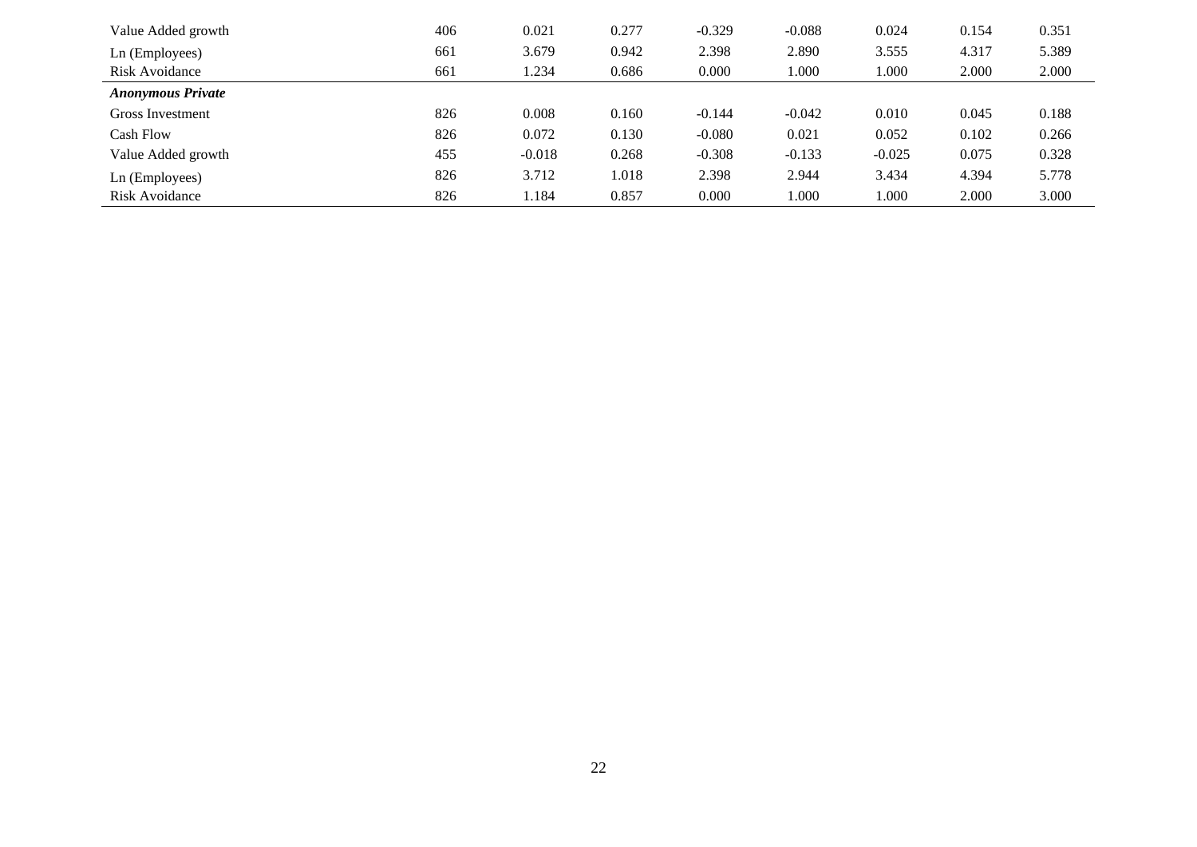| | | | | | | | | |
|---|---|---|---|---|---|---|---|---|
| Value Added growth | 406 | 0.021 | 0.277 | -0.329 | -0.088 | 0.024 | 0.154 | 0.351 |
| Ln (Employees) | 661 | 3.679 | 0.942 | 2.398 | 2.890 | 3.555 | 4.317 | 5.389 |
| Risk Avoidance | 661 | 1.234 | 0.686 | 0.000 | 1.000 | 1.000 | 2.000 | 2.000 |
| ***Anonymous Private*** | | | | | | | | |
| Gross Investment | 826 | 0.008 | 0.160 | -0.144 | -0.042 | 0.010 | 0.045 | 0.188 |
| Cash Flow | 826 | 0.072 | 0.130 | -0.080 | 0.021 | 0.052 | 0.102 | 0.266 |
| Value Added growth | 455 | -0.018 | 0.268 | -0.308 | -0.133 | -0.025 | 0.075 | 0.328 |
| Ln (Employees) | 826 | 3.712 | 1.018 | 2.398 | 2.944 | 3.434 | 4.394 | 5.778 |
| Risk Avoidance | 826 | 1.184 | 0.857 | 0.000 | 1.000 | 1.000 | 2.000 | 3.000 |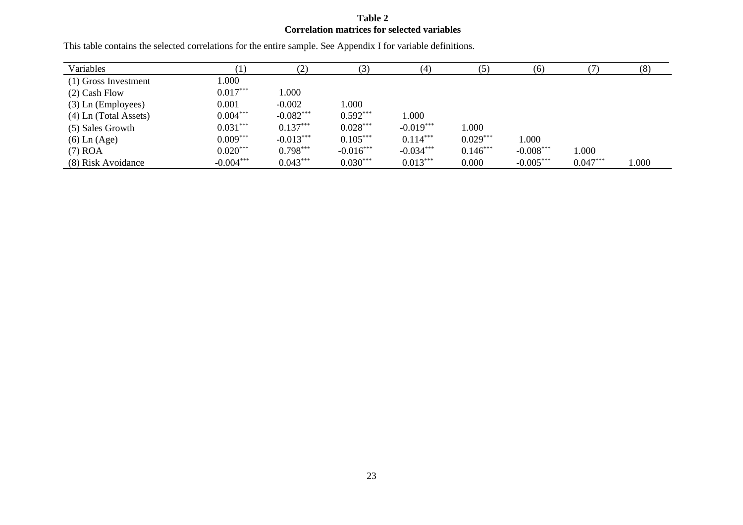**Table 2**
**Correlation matrices for selected variables**

This table contains the selected correlations for the entire sample. See Appendix I for variable definitions.

| Variables | (1) | (2) | (3) | (4) | (5) | (6) | (7) | (8) |
|---|---|---|---|---|---|---|---|---|
| (1) Gross Investment | 1.000 | | | | | | | |
| (2) Cash Flow | 0.017*** | 1.000 | | | | | | |
| (3) Ln (Employees) | 0.001 | -0.002 | 1.000 | | | | | |
| (4) Ln (Total Assets) | 0.004*** | -0.082*** | 0.592*** | 1.000 | | | | |
| (5) Sales Growth | 0.031*** | 0.137*** | 0.028*** | -0.019*** | 1.000 | | | |
| (6) Ln (Age) | 0.009*** | -0.013*** | 0.105*** | 0.114*** | 0.029*** | 1.000 | | |
| (7) ROA | 0.020*** | 0.798*** | -0.016*** | -0.034*** | 0.146*** | -0.008*** | 1.000 | |
| (8) Risk Avoidance | -0.004*** | 0.043*** | 0.030*** | 0.013*** | 0.000 | -0.005*** | 0.047*** | 1.000 |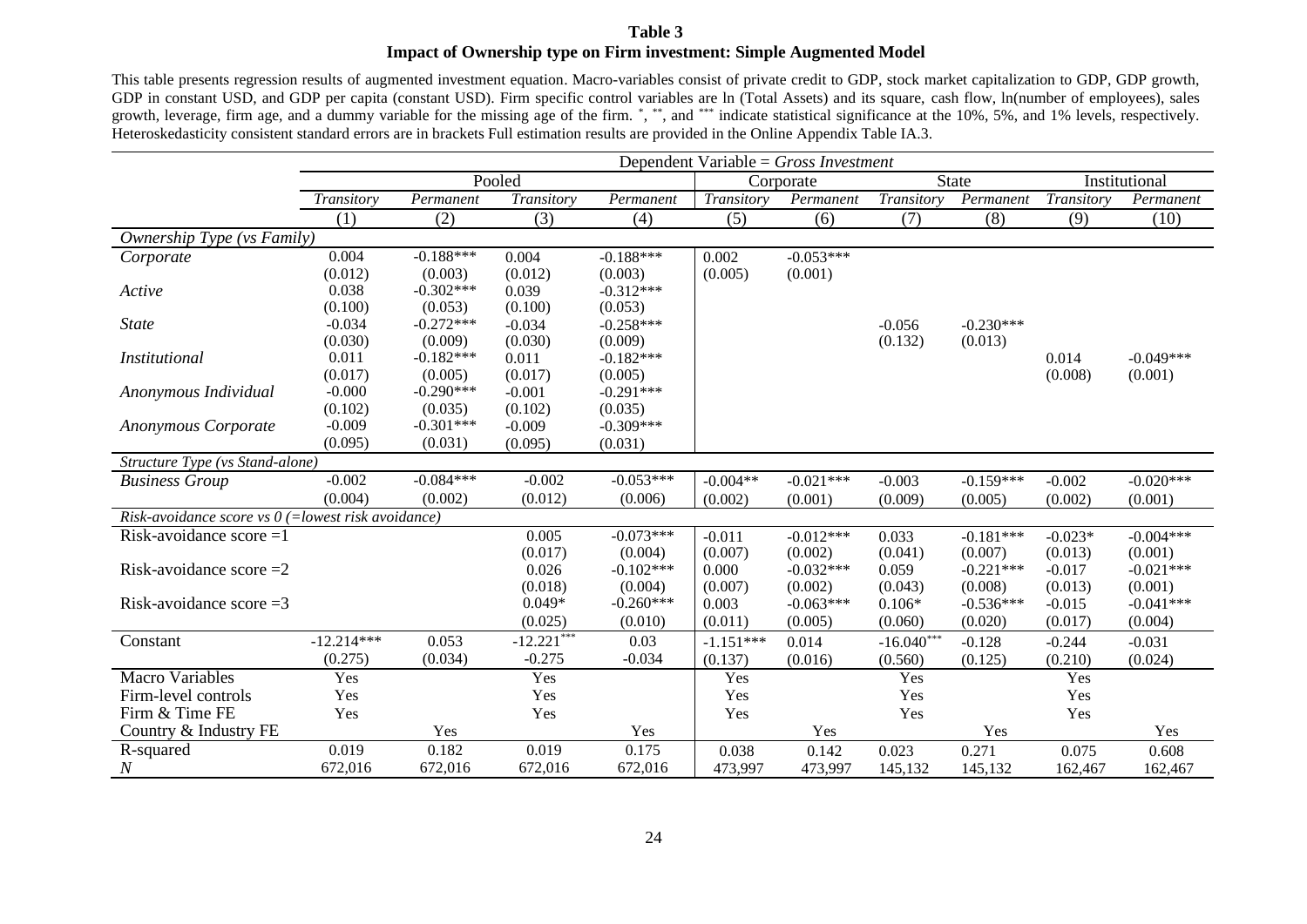**Table 3**
**Impact of Ownership type on Firm investment: Simple Augmented Model**

This table presents regression results of augmented investment equation. Macro-variables consist of private credit to GDP, stock market capitalization to GDP, GDP growth, GDP in constant USD, and GDP per capita (constant USD). Firm specific control variables are ln (Total Assets) and its square, cash flow, ln(number of employees), sales growth, leverage, firm age, and a dummy variable for the missing age of the firm. *, **, and *** indicate statistical significance at the 10%, 5%, and 1% levels, respectively. Heteroskedasticity consistent standard errors are in brackets Full estimation results are provided in the Online Appendix Table IA.3.

| | Dependent Variable = *Gross Investment* | | | | | | | | | |
|---|---|---|---|---|---|---|---|---|---|---|
| | Pooled | | | | Corporate | | State | | Institutional | |
| | *Transitory* | *Permanent* | *Transitory* | *Permanent* | *Transitory* | *Permanent* | *Transitory* | *Permanent* | *Transitory* | *Permanent* |
| | (1) | (2) | (3) | (4) | (5) | (6) | (7) | (8) | (9) | (10) |
| *Ownership Type (vs Family)* | | | | | | | | | | |
| *Corporate* | 0.004 | -0.188*** | 0.004 | -0.188*** | 0.002 | -0.053*** | | | | |
| | (0.012) | (0.003) | (0.012) | (0.003) | (0.005) | (0.001) | | | | |
| *Active* | 0.038 | -0.302*** | 0.039 | -0.312*** | | | | | | |
| | (0.100) | (0.053) | (0.100) | (0.053) | | | | | | |
| *State* | -0.034 | -0.272*** | -0.034 | -0.258*** | | | -0.056 | -0.230*** | | |
| | (0.030) | (0.009) | (0.030) | (0.009) | | | (0.132) | (0.013) | | |
| *Institutional* | 0.011 | -0.182*** | 0.011 | -0.182*** | | | | | 0.014 | -0.049*** |
| | (0.017) | (0.005) | (0.017) | (0.005) | | | | | (0.008) | (0.001) |
| *Anonymous Individual* | -0.000 | -0.290*** | -0.001 | -0.291*** | | | | | | |
| | (0.102) | (0.035) | (0.102) | (0.035) | | | | | | |
| *Anonymous Corporate* | -0.009 | -0.301*** | -0.009 | -0.309*** | | | | | | |
| | (0.095) | (0.031) | (0.095) | (0.031) | | | | | | |
| *Structure Type (vs Stand-alone)* | | | | | | | | | | |
| *Business Group* | -0.002 | -0.084*** | -0.002 | -0.053*** | -0.004** | -0.021*** | -0.003 | -0.159*** | -0.002 | -0.020*** |
| | (0.004) | (0.002) | (0.012) | (0.006) | (0.002) | (0.001) | (0.009) | (0.005) | (0.002) | (0.001) |
| *Risk-avoidance score vs 0 (=lowest risk avoidance)* | | | | | | | | | | |
| Risk-avoidance score =1 | | | 0.005 | -0.073*** | -0.011 | -0.012*** | 0.033 | -0.181*** | -0.023* | -0.004*** |
| | | | (0.017) | (0.004) | (0.007) | (0.002) | (0.041) | (0.007) | (0.013) | (0.001) |
| Risk-avoidance score =2 | | | 0.026 | -0.102*** | 0.000 | -0.032*** | 0.059 | -0.221*** | -0.017 | -0.021*** |
| | | | (0.018) | (0.004) | (0.007) | (0.002) | (0.043) | (0.008) | (0.013) | (0.001) |
| Risk-avoidance score =3 | | | 0.049* | -0.260*** | 0.003 | -0.063*** | 0.106* | -0.536*** | -0.015 | -0.041*** |
| | | | (0.025) | (0.010) | (0.011) | (0.005) | (0.060) | (0.020) | (0.017) | (0.004) |
| Constant | -12.214*** | 0.053 | -12.221*** | 0.03 | -1.151*** | 0.014 | -16.040*** | -0.128 | -0.244 | -0.031 |
| | (0.275) | (0.034) | -0.275 | -0.034 | (0.137) | (0.016) | (0.560) | (0.125) | (0.210) | (0.024) |
| Macro Variables | Yes | | Yes | | Yes | | Yes | | Yes | |
| Firm-level controls | Yes | | Yes | | Yes | | Yes | | Yes | |
| Firm & Time FE | Yes | | Yes | | Yes | | Yes | | Yes | |
| Country & Industry FE | | Yes | | Yes | | Yes | | Yes | | Yes |
| R-squared | 0.019 | 0.182 | 0.019 | 0.175 | 0.038 | 0.142 | 0.023 | 0.271 | 0.075 | 0.608 |
| *N* | 672,016 | 672,016 | 672,016 | 672,016 | 473,997 | 473,997 | 145,132 | 145,132 | 162,467 | 162,467 |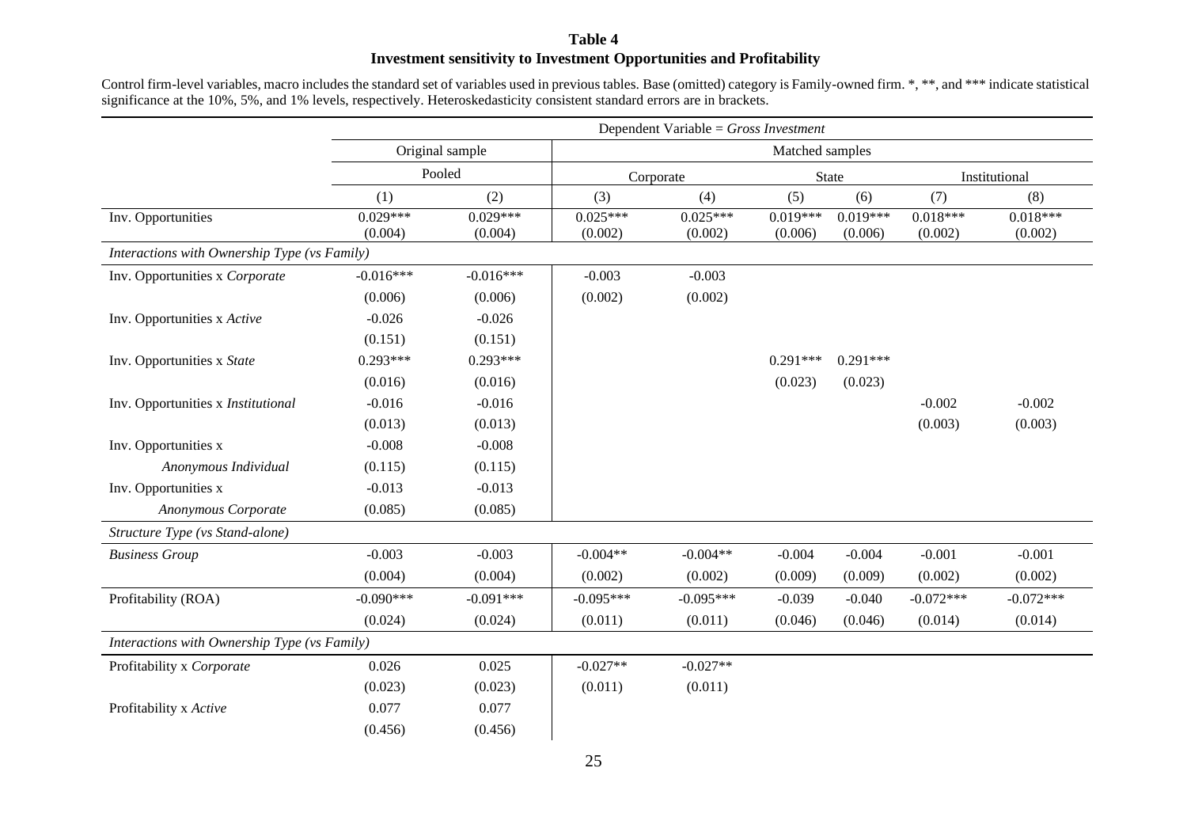**Table 4**
**Investment sensitivity to Investment Opportunities and Profitability**

Control firm-level variables, macro includes the standard set of variables used in previous tables. Base (omitted) category is Family-owned firm. *, **, and *** indicate statistical significance at the 10%, 5%, and 1% levels, respectively. Heteroskedasticity consistent standard errors are in brackets.

| | Dependent Variable = *Gross Investment* | | | | | | | |
|---|---|---|---|---|---|---|---|---|
| | Original sample | | Matched samples | | | | | |
| | Pooled | | Corporate | | State | | Institutional | |
| | (1) | (2) | (3) | (4) | (5) | (6) | (7) | (8) |
| Inv. Opportunities | 0.029*** | 0.029*** | 0.025*** | 0.025*** | 0.019*** | 0.019*** | 0.018*** | 0.018*** |
| | (0.004) | (0.004) | (0.002) | (0.002) | (0.006) | (0.006) | (0.002) | (0.002) |
| *Interactions with Ownership Type (vs Family)* | | | | | | | | |
| Inv. Opportunities x *Corporate* | -0.016*** | -0.016*** | -0.003 | -0.003 | | | | |
| | (0.006) | (0.006) | (0.002) | (0.002) | | | | |
| Inv. Opportunities x *Active* | -0.026 | -0.026 | | | | | | |
| | (0.151) | (0.151) | | | | | | |
| Inv. Opportunities x *State* | 0.293*** | 0.293*** | | | 0.291*** | 0.291*** | | |
| | (0.016) | (0.016) | | | (0.023) | (0.023) | | |
| Inv. Opportunities x *Institutional* | -0.016 | -0.016 | | | | | -0.002 | -0.002 |
| | (0.013) | (0.013) | | | | | (0.003) | (0.003) |
| Inv. Opportunities x *Anonymous Individual* | -0.008 | -0.008 | | | | | | |
| | (0.115) | (0.115) | | | | | | |
| Inv. Opportunities x *Anonymous Corporate* | -0.013 | -0.013 | | | | | | |
| | (0.085) | (0.085) | | | | | | |
| *Structure Type (vs Stand-alone)* | | | | | | | | |
| *Business Group* | -0.003 | -0.003 | -0.004** | -0.004** | -0.004 | -0.004 | -0.001 | -0.001 |
| | (0.004) | (0.004) | (0.002) | (0.002) | (0.009) | (0.009) | (0.002) | (0.002) |
| Profitability (ROA) | -0.090*** | -0.091*** | -0.095*** | -0.095*** | -0.039 | -0.040 | -0.072*** | -0.072*** |
| | (0.024) | (0.024) | (0.011) | (0.011) | (0.046) | (0.046) | (0.014) | (0.014) |
| *Interactions with Ownership Type (vs Family)* | | | | | | | | |
| Profitability x *Corporate* | 0.026 | 0.025 | -0.027** | -0.027** | | | | |
| | (0.023) | (0.023) | (0.011) | (0.011) | | | | |
| Profitability x *Active* | 0.077 | 0.077 | | | | | | |
| | (0.456) | (0.456) | | | | | | |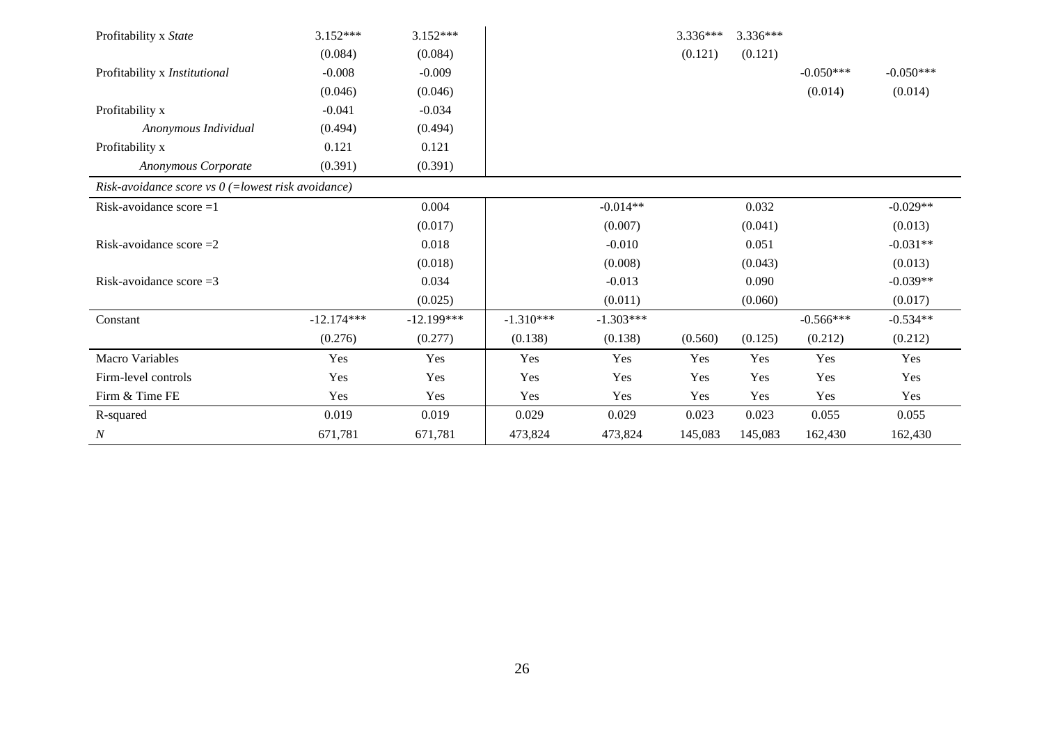| | | | | | | | | |
|---|---|---|---|---|---|---|---|---|
| Profitability x *State* | 3.152*** | 3.152*** | | | 3.336*** | 3.336*** | | |
| | (0.084) | (0.084) | | | (0.121) | (0.121) | | |
| Profitability x *Institutional* | -0.008 | -0.009 | | | | | -0.050*** | -0.050*** |
| | (0.046) | (0.046) | | | | | (0.014) | (0.014) |
| Profitability x *Anonymous Individual* | -0.041 | -0.034 | | | | | | |
| | (0.494) | (0.494) | | | | | | |
| Profitability x *Anonymous Corporate* | 0.121 | 0.121 | | | | | | |
| | (0.391) | (0.391) | | | | | | |
| *Risk-avoidance score vs 0 (=lowest risk avoidance)* | | | | | | | | |
| Risk-avoidance score =1 | | 0.004 | | -0.014** | | 0.032 | | -0.029** |
| | | (0.017) | | (0.007) | | (0.041) | | (0.013) |
| Risk-avoidance score =2 | | 0.018 | | -0.010 | | 0.051 | | -0.031** |
| | | (0.018) | | (0.008) | | (0.043) | | (0.013) |
| Risk-avoidance score =3 | | 0.034 | | -0.013 | | 0.090 | | -0.039** |
| | | (0.025) | | (0.011) | | (0.060) | | (0.017) |
| Constant | -12.174*** | -12.199*** | -1.310*** | -1.303*** | | | -0.566*** | -0.534** |
| | (0.276) | (0.277) | (0.138) | (0.138) | (0.560) | (0.125) | (0.212) | (0.212) |
| Macro Variables | Yes | Yes | Yes | Yes | Yes | Yes | Yes | Yes |
| Firm-level controls | Yes | Yes | Yes | Yes | Yes | Yes | Yes | Yes |
| Firm & Time FE | Yes | Yes | Yes | Yes | Yes | Yes | Yes | Yes |
| R-squared | 0.019 | 0.019 | 0.029 | 0.029 | 0.023 | 0.023 | 0.055 | 0.055 |
| *N* | 671,781 | 671,781 | 473,824 | 473,824 | 145,083 | 145,083 | 162,430 | 162,430 |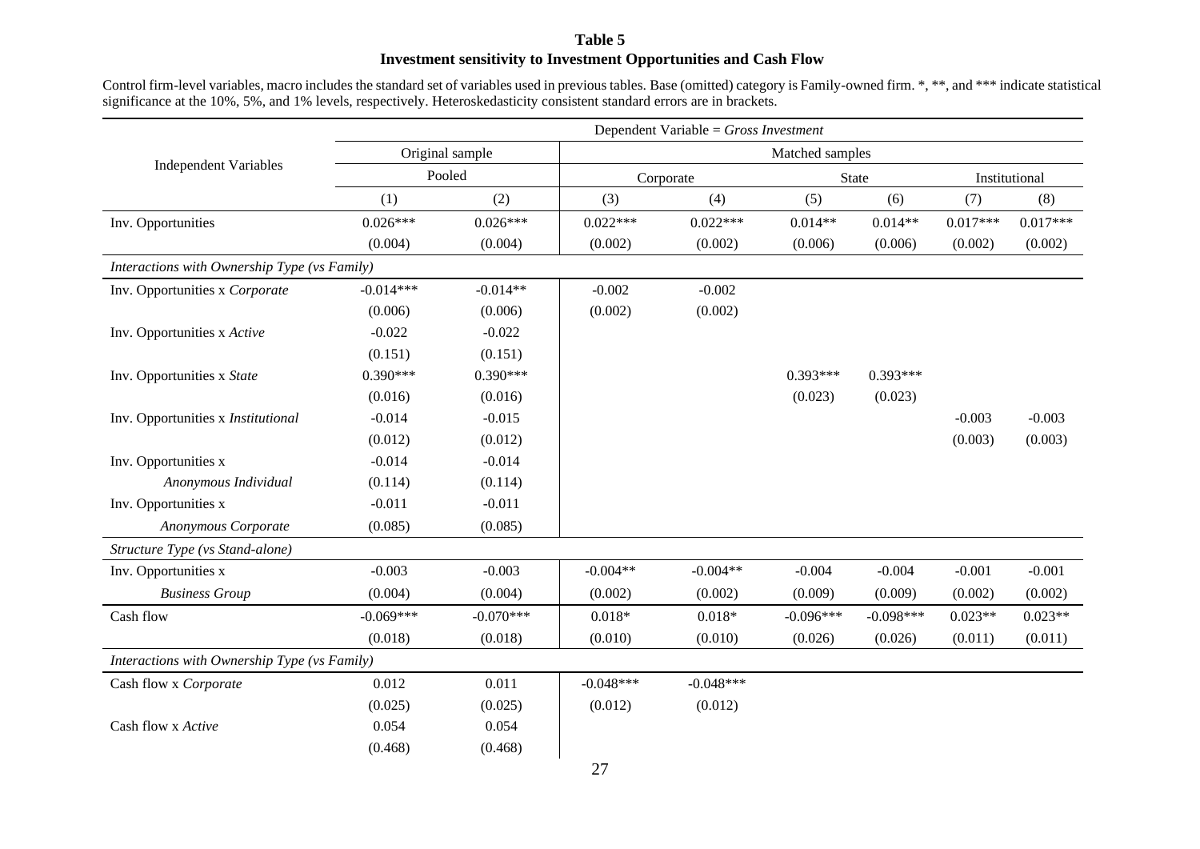**Table 5**
**Investment sensitivity to Investment Opportunities and Cash Flow**

Control firm-level variables, macro includes the standard set of variables used in previous tables. Base (omitted) category is Family-owned firm. *, **, and *** indicate statistical significance at the 10%, 5%, and 1% levels, respectively. Heteroskedasticity consistent standard errors are in brackets.

| Independent Variables | Dependent Variable = *Gross Investment* | | | | | | | |
|---|---|---|---|---|---|---|---|---|
| | Original sample | | Matched samples | | | | | |
| | Pooled | | Corporate | | State | | Institutional | |
| | (1) | (2) | (3) | (4) | (5) | (6) | (7) | (8) |
| Inv. Opportunities | 0.026*** | 0.026*** | 0.022*** | 0.022*** | 0.014** | 0.014** | 0.017*** | 0.017*** |
| | (0.004) | (0.004) | (0.002) | (0.002) | (0.006) | (0.006) | (0.002) | (0.002) |
| *Interactions with Ownership Type (vs Family)* | | | | | | | | |
| Inv. Opportunities x *Corporate* | -0.014*** | -0.014** | -0.002 | -0.002 | | | | |
| | (0.006) | (0.006) | (0.002) | (0.002) | | | | |
| Inv. Opportunities x *Active* | -0.022 | -0.022 | | | | | | |
| | (0.151) | (0.151) | | | | | | |
| Inv. Opportunities x *State* | 0.390*** | 0.390*** | | | 0.393*** | 0.393*** | | |
| | (0.016) | (0.016) | | | (0.023) | (0.023) | | |
| Inv. Opportunities x *Institutional* | -0.014 | -0.015 | | | | | -0.003 | -0.003 |
| | (0.012) | (0.012) | | | | | (0.003) | (0.003) |
| Inv. Opportunities x *Anonymous Individual* | -0.014 | -0.014 | | | | | | |
| | (0.114) | (0.114) | | | | | | |
| Inv. Opportunities x *Anonymous Corporate* | -0.011 | -0.011 | | | | | | |
| | (0.085) | (0.085) | | | | | | |
| *Structure Type (vs Stand-alone)* | | | | | | | | |
| Inv. Opportunities x *Business Group* | -0.003 | -0.003 | -0.004** | -0.004** | -0.004 | -0.004 | -0.001 | -0.001 |
| | (0.004) | (0.004) | (0.002) | (0.002) | (0.009) | (0.009) | (0.002) | (0.002) |
| Cash flow | -0.069*** | -0.070*** | 0.018* | 0.018* | -0.096*** | -0.098*** | 0.023** | 0.023** |
| | (0.018) | (0.018) | (0.010) | (0.010) | (0.026) | (0.026) | (0.011) | (0.011) |
| *Interactions with Ownership Type (vs Family)* | | | | | | | | |
| Cash flow x *Corporate* | 0.012 | 0.011 | -0.048*** | -0.048*** | | | | |
| | (0.025) | (0.025) | (0.012) | (0.012) | | | | |
| Cash flow x *Active* | 0.054 | 0.054 | | | | | | |
| | (0.468) | (0.468) | | | | | | |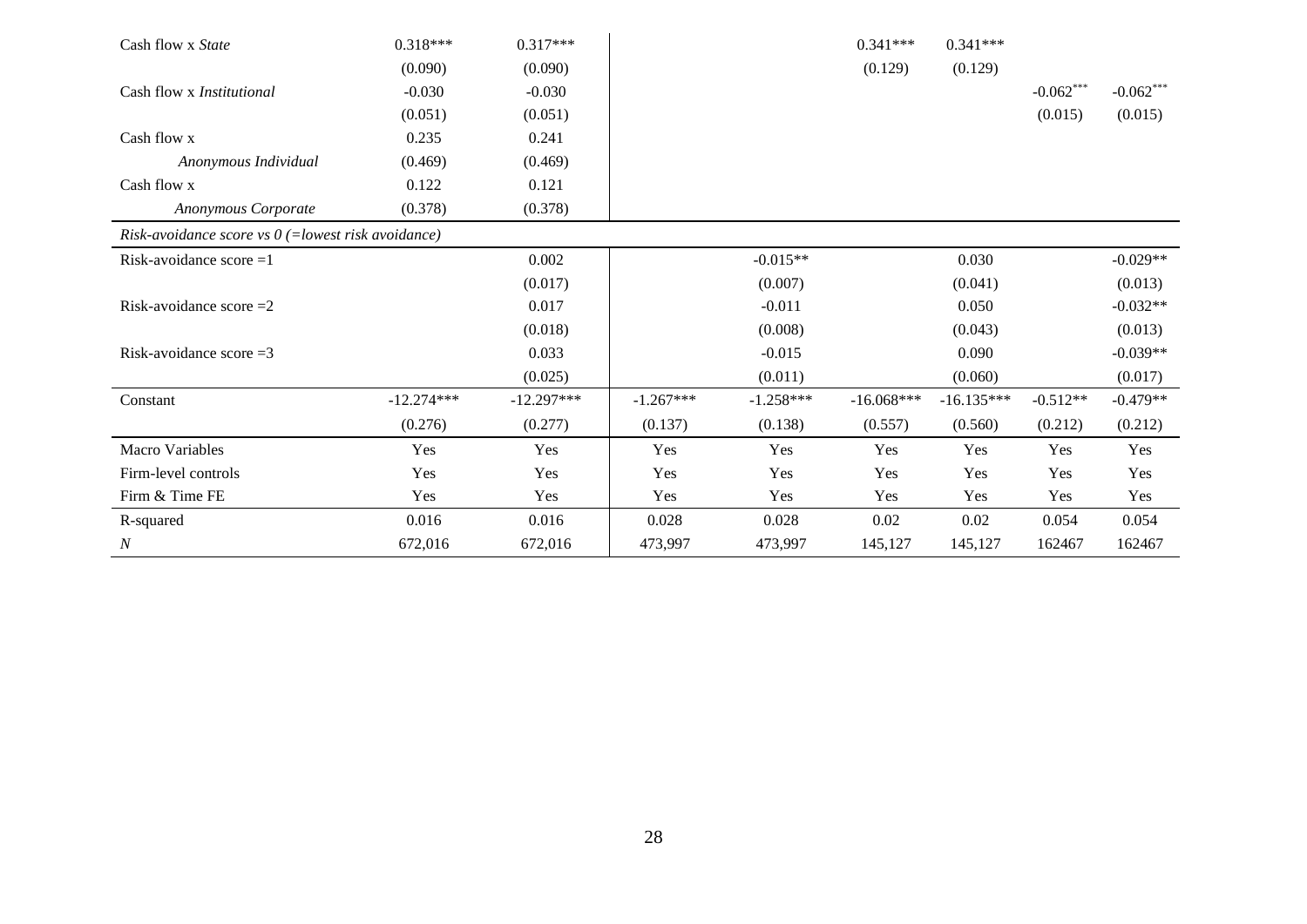| | (1) | (2) | (3) | (4) | (5) | (6) | (7) | (8) |
|---|---|---|---|---|---|---|---|---|
| Cash flow x *State* | 0.318*** | 0.317*** | | | 0.341*** | 0.341*** | | |
| | (0.090) | (0.090) | | | (0.129) | (0.129) | | |
| Cash flow x *Institutional* | -0.030 | -0.030 | | | | | -0.062*** | -0.062*** |
| | (0.051) | (0.051) | | | | | (0.015) | (0.015) |
| Cash flow x *Anonymous Individual* | 0.235 | 0.241 | | | | | | |
| | (0.469) | (0.469) | | | | | | |
| Cash flow x *Anonymous Corporate* | 0.122 | 0.121 | | | | | | |
| | (0.378) | (0.378) | | | | | | |
| *Risk-avoidance score vs 0 (=lowest risk avoidance)* | | | | | | | | |
| Risk-avoidance score =1 | | 0.002 | | -0.015** | | 0.030 | | -0.029** |
| | | (0.017) | | (0.007) | | (0.041) | | (0.013) |
| Risk-avoidance score =2 | | 0.017 | | -0.011 | | 0.050 | | -0.032** |
| | | (0.018) | | (0.008) | | (0.043) | | (0.013) |
| Risk-avoidance score =3 | | 0.033 | | -0.015 | | 0.090 | | -0.039** |
| | | (0.025) | | (0.011) | | (0.060) | | (0.017) |
| Constant | -12.274*** | -12.297*** | -1.267*** | -1.258*** | -16.068*** | -16.135*** | -0.512** | -0.479** |
| | (0.276) | (0.277) | (0.137) | (0.138) | (0.557) | (0.560) | (0.212) | (0.212) |
| Macro Variables | Yes | Yes | Yes | Yes | Yes | Yes | Yes | Yes |
| Firm-level controls | Yes | Yes | Yes | Yes | Yes | Yes | Yes | Yes |
| Firm & Time FE | Yes | Yes | Yes | Yes | Yes | Yes | Yes | Yes |
| R-squared | 0.016 | 0.016 | 0.028 | 0.028 | 0.02 | 0.02 | 0.054 | 0.054 |
| *N* | 672,016 | 672,016 | 473,997 | 473,997 | 145,127 | 145,127 | 162467 | 162467 |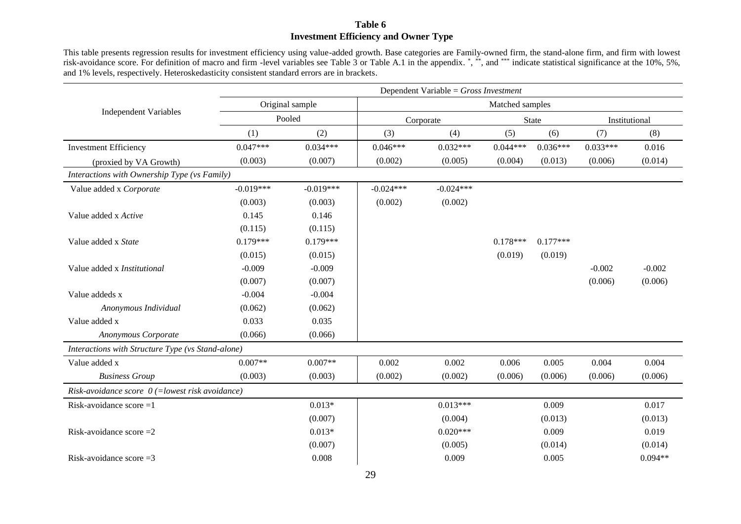**Table 6**
**Investment Efficiency and Owner Type**

This table presents regression results for investment efficiency using value-added growth. Base categories are Family-owned firm, the stand-alone firm, and firm with lowest risk-avoidance score. For definition of macro and firm -level variables see Table 3 or Table A.1 in the appendix. *, **, and *** indicate statistical significance at the 10%, 5%, and 1% levels, respectively. Heteroskedasticity consistent standard errors are in brackets.

| Independent Variables | Dependent Variable = *Gross Investment* | | | | | | | |
|---|---|---|---|---|---|---|---|---|
| | Original sample | | Matched samples | | | | | |
| | Pooled | | Corporate | | State | | Institutional | |
| | (1) | (2) | (3) | (4) | (5) | (6) | (7) | (8) |
| Investment Efficiency | 0.047*** | 0.034*** | 0.046*** | 0.032*** | 0.044*** | 0.036*** | 0.033*** | 0.016 |
| (proxied by VA Growth) | (0.003) | (0.007) | (0.002) | (0.005) | (0.004) | (0.013) | (0.006) | (0.014) |
| *Interactions with Ownership Type (vs Family)* | | | | | | | | |
| Value added x *Corporate* | -0.019*** | -0.019*** | -0.024*** | -0.024*** | | | | |
| | (0.003) | (0.003) | (0.002) | (0.002) | | | | |
| Value added x *Active* | 0.145 | 0.146 | | | | | | |
| | (0.115) | (0.115) | | | | | | |
| Value added x *State* | 0.179*** | 0.179*** | | | 0.178*** | 0.177*** | | |
| | (0.015) | (0.015) | | | (0.019) | (0.019) | | |
| Value added x *Institutional* | -0.009 | -0.009 | | | | | -0.002 | -0.002 |
| | (0.007) | (0.007) | | | | | (0.006) | (0.006) |
| Value addeds x | -0.004 | -0.004 | | | | | | |
| *Anonymous Individual* | (0.062) | (0.062) | | | | | | |
| Value added x | 0.033 | 0.035 | | | | | | |
| *Anonymous Corporate* | (0.066) | (0.066) | | | | | | |
| *Interactions with Structure Type (vs Stand-alone)* | | | | | | | | |
| Value added x | 0.007** | 0.007** | 0.002 | 0.002 | 0.006 | 0.005 | 0.004 | 0.004 |
| *Business Group* | (0.003) | (0.003) | (0.002) | (0.002) | (0.006) | (0.006) | (0.006) | (0.006) |
| *Risk-avoidance score 0 (=lowest risk avoidance)* | | | | | | | | |
| Risk-avoidance score =1 | | 0.013* | | 0.013*** | | 0.009 | | 0.017 |
| | | (0.007) | | (0.004) | | (0.013) | | (0.013) |
| Risk-avoidance score =2 | | 0.013* | | 0.020*** | | 0.009 | | 0.019 |
| | | (0.007) | | (0.005) | | (0.014) | | (0.014) |
| Risk-avoidance score =3 | | 0.008 | | 0.009 | | 0.005 | | 0.094** |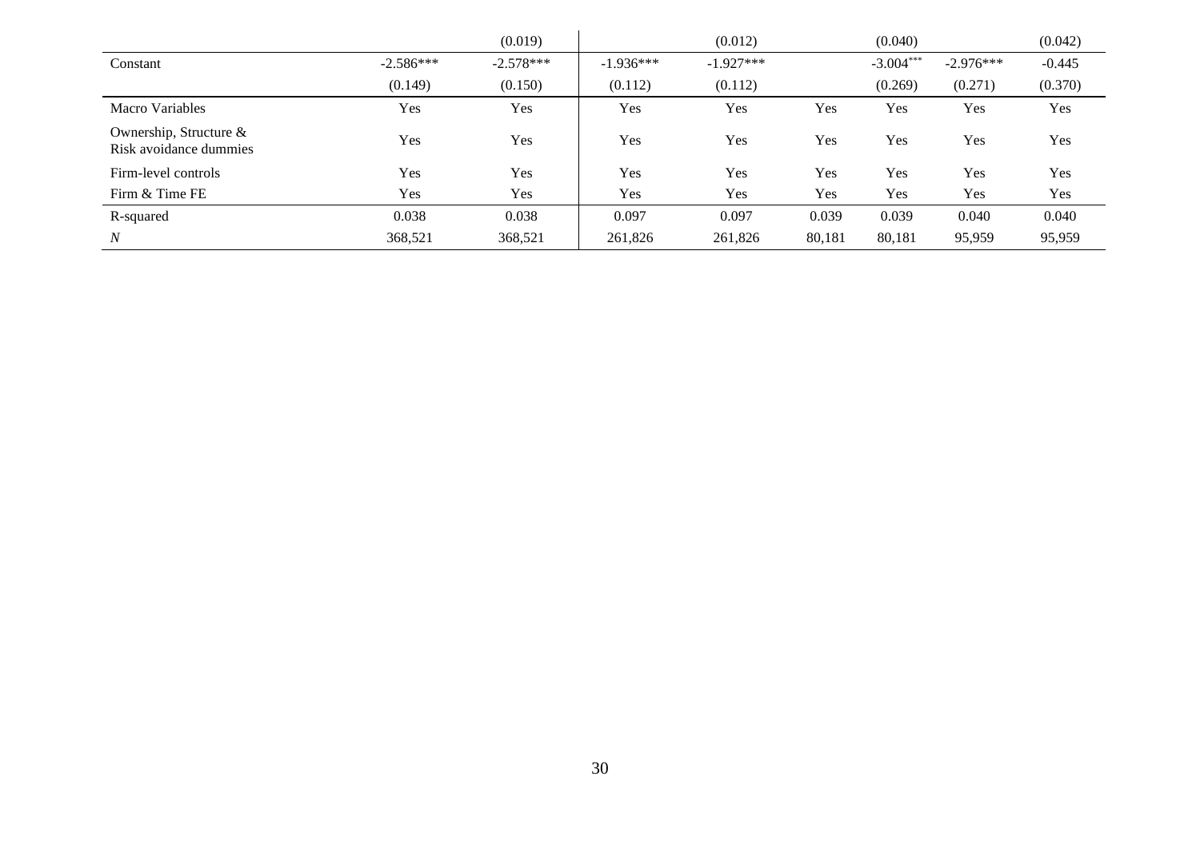| | | | | | | | | |
|---|---|---|---|---|---|---|---|---|
| | | (0.019) | | (0.012) | | (0.040) | | (0.042) |
| Constant | -2.586*** | -2.578*** | -1.936*** | -1.927*** | | -3.004*** | -2.976*** | -0.445 |
| | (0.149) | (0.150) | (0.112) | (0.112) | | (0.269) | (0.271) | (0.370) |
| Macro Variables | Yes | Yes | Yes | Yes | Yes | Yes | Yes | Yes |
| Ownership, Structure & Risk avoidance dummies | Yes | Yes | Yes | Yes | Yes | Yes | Yes | Yes |
| Firm-level controls | Yes | Yes | Yes | Yes | Yes | Yes | Yes | Yes |
| Firm & Time FE | Yes | Yes | Yes | Yes | Yes | Yes | Yes | Yes |
| R-squared | 0.038 | 0.038 | 0.097 | 0.097 | 0.039 | 0.039 | 0.040 | 0.040 |
| *N* | 368,521 | 368,521 | 261,826 | 261,826 | 80,181 | 80,181 | 95,959 | 95,959 |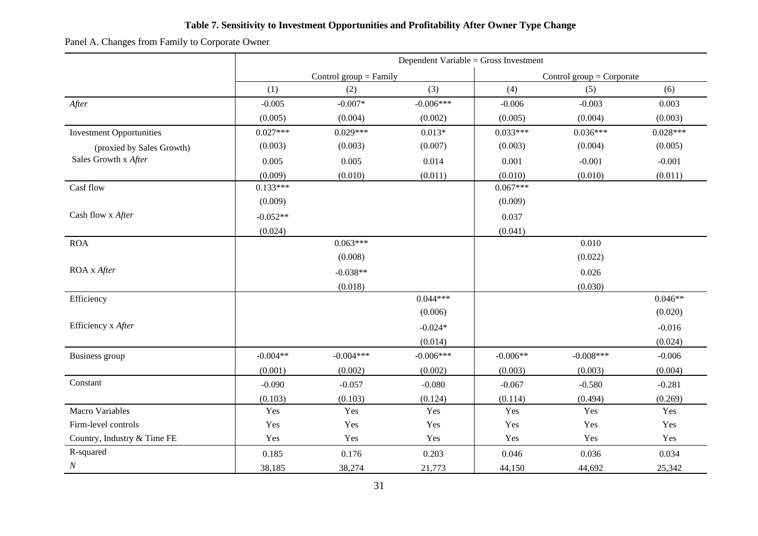**Table 7. Sensitivity to Investment Opportunities and Profitability After Owner Type Change**

Panel A. Changes from Family to Corporate Owner

| | Dependent Variable = Gross Investment | | | | | |
|---|---|---|---|---|---|---|
| | Control group = Family | | | Control group = Corporate | | |
| | (1) | (2) | (3) | (4) | (5) | (6) |
| *After* | -0.005 | -0.007* | -0.006*** | -0.006 | -0.003 | 0.003 |
| | (0.005) | (0.004) | (0.002) | (0.005) | (0.004) | (0.003) |
| Investment Opportunities | 0.027*** | 0.029*** | 0.013* | 0.033*** | 0.036*** | 0.028*** |
| (proxied by Sales Growth) | (0.003) | (0.003) | (0.007) | (0.003) | (0.004) | (0.005) |
| Sales Growth x *After* | 0.005 | 0.005 | 0.014 | 0.001 | -0.001 | -0.001 |
| | (0.009) | (0.010) | (0.011) | (0.010) | (0.010) | (0.011) |
| Casf flow | 0.133*** | | | 0.067*** | | |
| | (0.009) | | | (0.009) | | |
| Cash flow x *After* | -0.052** | | | 0.037 | | |
| | (0.024) | | | (0.041) | | |
| ROA | | 0.063*** | | | 0.010 | |
| | | (0.008) | | | (0.022) | |
| ROA x *After* | | -0.038** | | | 0.026 | |
| | | (0.018) | | | (0.030) | |
| Efficiency | | | 0.044*** | | | 0.046** |
| | | | (0.006) | | | (0.020) |
| Efficiency x *After* | | | -0.024* | | | -0.016 |
| | | | (0.014) | | | (0.024) |
| Business group | -0.004** | -0.004*** | -0.006*** | -0.006** | -0.008*** | -0.006 |
| | (0.001) | (0.002) | (0.002) | (0.003) | (0.003) | (0.004) |
| Constant | -0.090 | -0.057 | -0.080 | -0.067 | -0.580 | -0.281 |
| | (0.103) | (0.103) | (0.124) | (0.114) | (0.494) | (0.269) |
| Macro Variables | Yes | Yes | Yes | Yes | Yes | Yes |
| Firm-level controls | Yes | Yes | Yes | Yes | Yes | Yes |
| Country, Industry & Time FE | Yes | Yes | Yes | Yes | Yes | Yes |
| R-squared | 0.185 | 0.176 | 0.203 | 0.046 | 0.036 | 0.034 |
| *N* | 38,185 | 38,274 | 21,773 | 44,150 | 44,692 | 25,342 |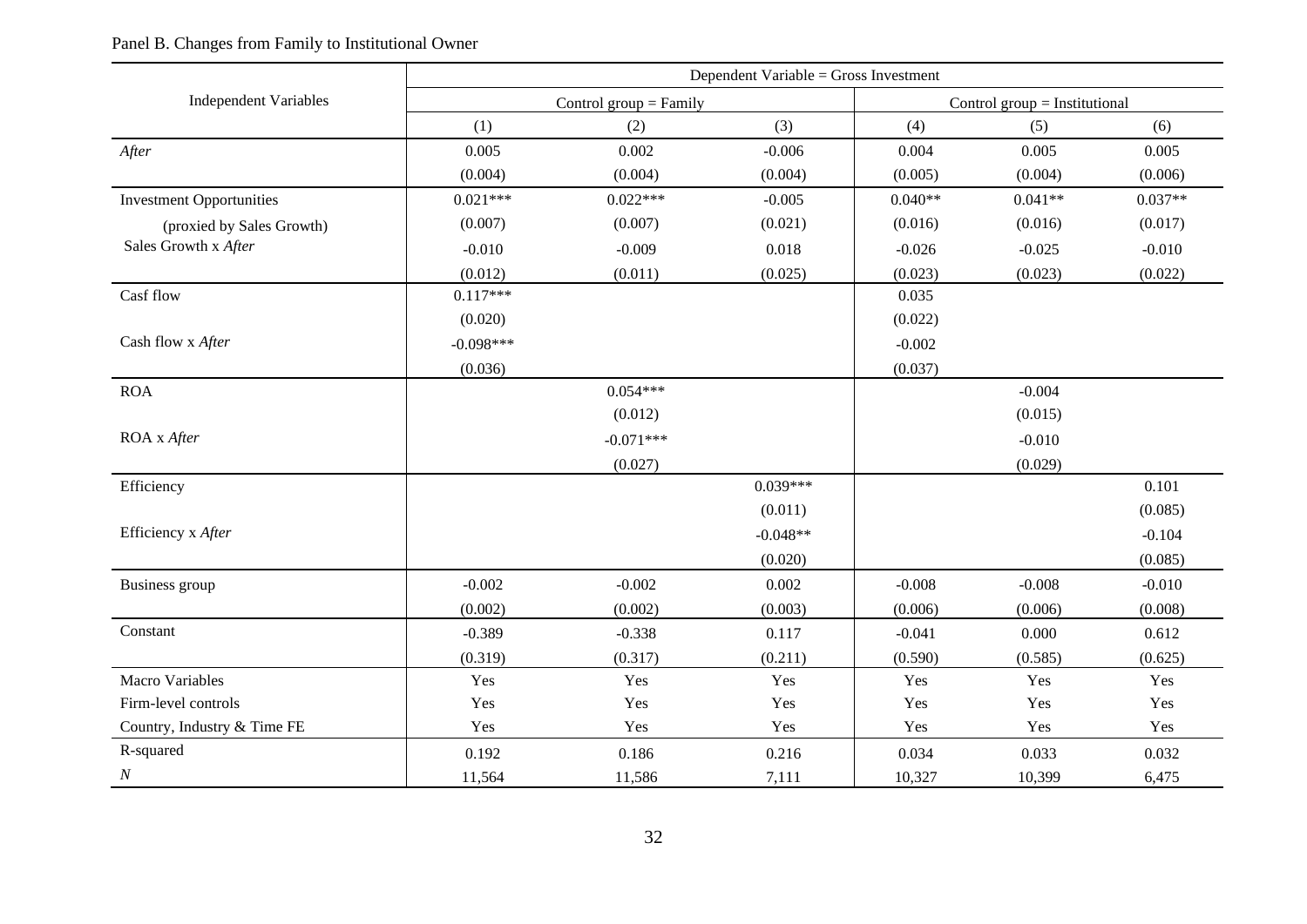Panel B. Changes from Family to Institutional Owner

| Independent Variables | Dependent Variable = Gross Investment | | | | | |
|---|---|---|---|---|---|---|
| | Control group = Family | | | Control group = Institutional | | |
| | (1) | (2) | (3) | (4) | (5) | (6) |
| *After* | 0.005 | 0.002 | -0.006 | 0.004 | 0.005 | 0.005 |
| | (0.004) | (0.004) | (0.004) | (0.005) | (0.004) | (0.006) |
| Investment Opportunities | 0.021*** | 0.022*** | -0.005 | 0.040** | 0.041** | 0.037** |
| (proxied by Sales Growth) | (0.007) | (0.007) | (0.021) | (0.016) | (0.016) | (0.017) |
| Sales Growth x *After* | -0.010 | -0.009 | 0.018 | -0.026 | -0.025 | -0.010 |
| | (0.012) | (0.011) | (0.025) | (0.023) | (0.023) | (0.022) |
| Casf flow | 0.117*** | | | 0.035 | | |
| | (0.020) | | | (0.022) | | |
| Cash flow x *After* | -0.098*** | | | -0.002 | | |
| | (0.036) | | | (0.037) | | |
| ROA | | 0.054*** | | | -0.004 | |
| | | (0.012) | | | (0.015) | |
| ROA x *After* | | -0.071*** | | | -0.010 | |
| | | (0.027) | | | (0.029) | |
| Efficiency | | | 0.039*** | | | 0.101 |
| | | | (0.011) | | | (0.085) |
| Efficiency x *After* | | | -0.048** | | | -0.104 |
| | | | (0.020) | | | (0.085) |
| Business group | -0.002 | -0.002 | 0.002 | -0.008 | -0.008 | -0.010 |
| | (0.002) | (0.002) | (0.003) | (0.006) | (0.006) | (0.008) |
| Constant | -0.389 | -0.338 | 0.117 | -0.041 | 0.000 | 0.612 |
| | (0.319) | (0.317) | (0.211) | (0.590) | (0.585) | (0.625) |
| Macro Variables | Yes | Yes | Yes | Yes | Yes | Yes |
| Firm-level controls | Yes | Yes | Yes | Yes | Yes | Yes |
| Country, Industry & Time FE | Yes | Yes | Yes | Yes | Yes | Yes |
| R-squared | 0.192 | 0.186 | 0.216 | 0.034 | 0.033 | 0.032 |
| *N* | 11,564 | 11,586 | 7,111 | 10,327 | 10,399 | 6,475 |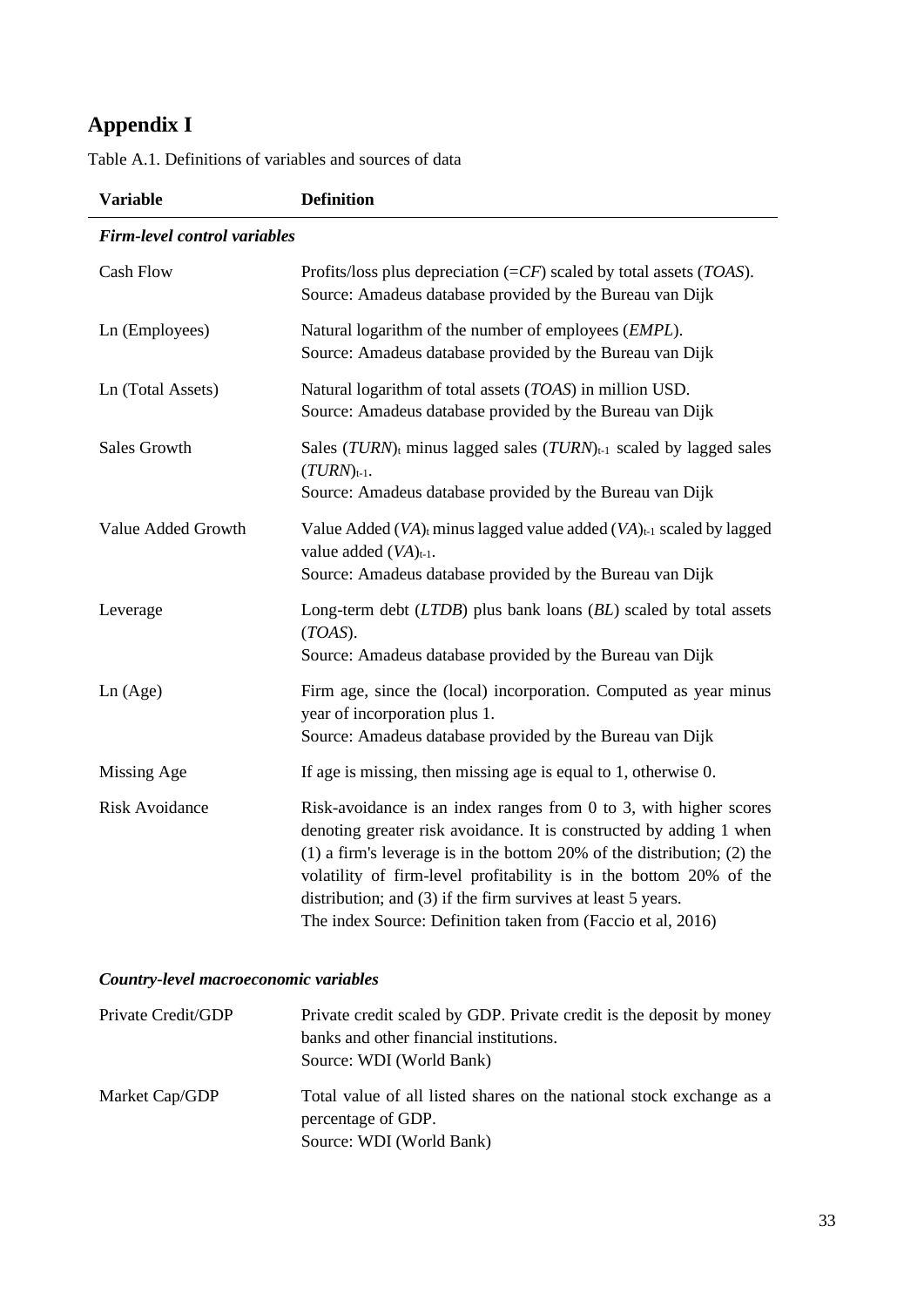# Appendix I

Table A.1. Definitions of variables and sources of data

| Variable | Definition |
|---|---|
| ***Firm-level control variables*** | |
| Cash Flow | Profits/loss plus depreciation (=*CF*) scaled by total assets (*TOAS*). Source: Amadeus database provided by the Bureau van Dijk |
| Ln (Employees) | Natural logarithm of the number of employees (*EMPL*). Source: Amadeus database provided by the Bureau van Dijk |
| Ln (Total Assets) | Natural logarithm of total assets (*TOAS*) in million USD. Source: Amadeus database provided by the Bureau van Dijk |
| Sales Growth | Sales $(TURN)_t$ minus lagged sales $(TURN)_{t-1}$ scaled by lagged sales $(TURN)_{t-1}$. Source: Amadeus database provided by the Bureau van Dijk |
| Value Added Growth | Value Added $(VA)_t$ minus lagged value added $(VA)_{t-1}$ scaled by lagged value added $(VA)_{t-1}$. Source: Amadeus database provided by the Bureau van Dijk |
| Leverage | Long-term debt (*LTDB*) plus bank loans (*BL*) scaled by total assets (*TOAS*). Source: Amadeus database provided by the Bureau van Dijk |
| Ln (Age) | Firm age, since the (local) incorporation. Computed as year minus year of incorporation plus 1. Source: Amadeus database provided by the Bureau van Dijk |
| Missing Age | If age is missing, then missing age is equal to 1, otherwise 0. |
| Risk Avoidance | Risk-avoidance is an index ranges from 0 to 3, with higher scores denoting greater risk avoidance. It is constructed by adding 1 when (1) a firm's leverage is in the bottom 20% of the distribution; (2) the volatility of firm-level profitability is in the bottom 20% of the distribution; and (3) if the firm survives at least 5 years. The index Source: Definition taken from (Faccio et al, 2016) |
| ***Country-level macroeconomic variables*** | |
| Private Credit/GDP | Private credit scaled by GDP. Private credit is the deposit by money banks and other financial institutions. Source: WDI (World Bank) |
| Market Cap/GDP | Total value of all listed shares on the national stock exchange as a percentage of GDP. Source: WDI (World Bank) |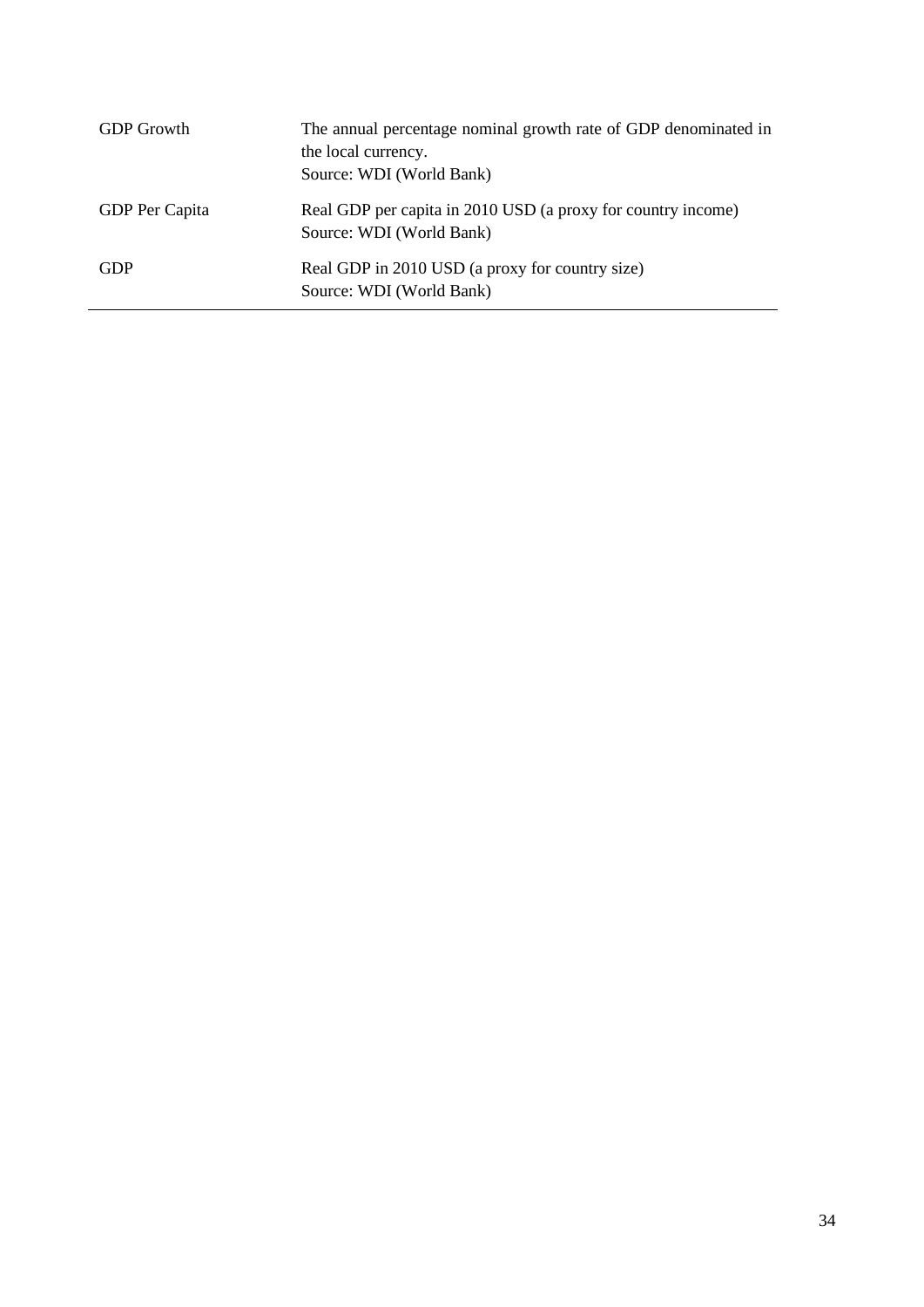| | |
|---|---|
| GDP Growth | The annual percentage nominal growth rate of GDP denominated in the local currency.<br>Source: WDI (World Bank) |
| GDP Per Capita | Real GDP per capita in 2010 USD (a proxy for country income)<br>Source: WDI (World Bank) |
| GDP | Real GDP in 2010 USD (a proxy for country size)<br>Source: WDI (World Bank) |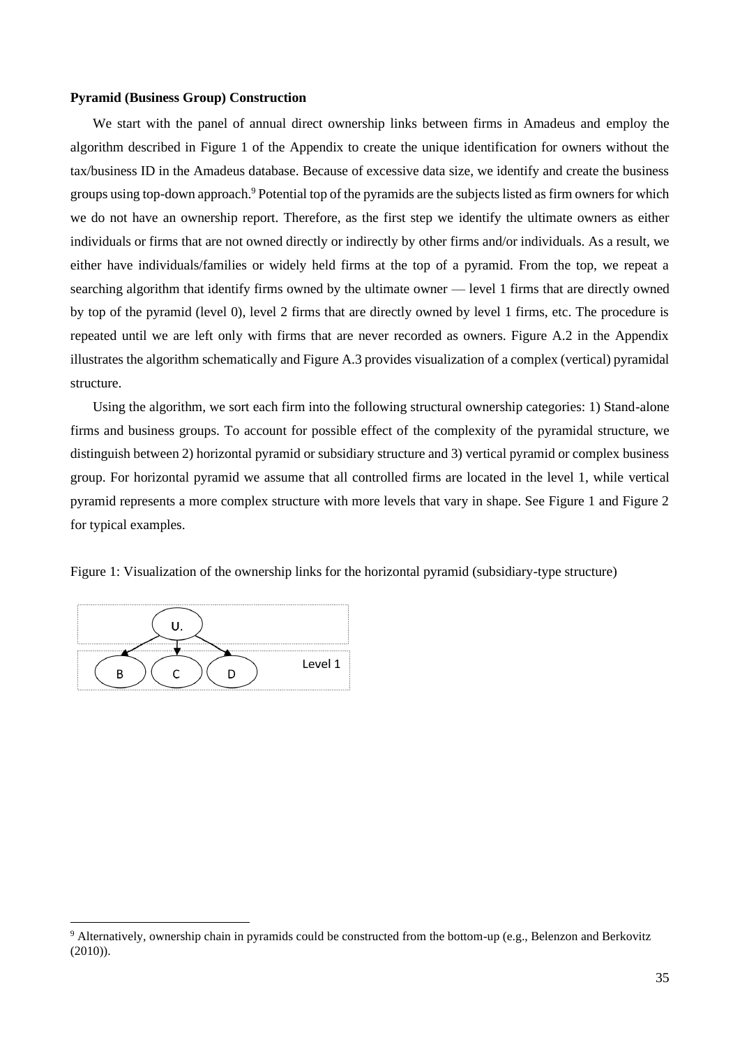**Pyramid (Business Group) Construction**

We start with the panel of annual direct ownership links between firms in Amadeus and employ the algorithm described in Figure 1 of the Appendix to create the unique identification for owners without the tax/business ID in the Amadeus database. Because of excessive data size, we identify and create the business groups using top-down approach.[9] Potential top of the pyramids are the subjects listed as firm owners for which we do not have an ownership report. Therefore, as the first step we identify the ultimate owners as either individuals or firms that are not owned directly or indirectly by other firms and/or individuals. As a result, we either have individuals/families or widely held firms at the top of a pyramid. From the top, we repeat a searching algorithm that identify firms owned by the ultimate owner — level 1 firms that are directly owned by top of the pyramid (level 0), level 2 firms that are directly owned by level 1 firms, etc. The procedure is repeated until we are left only with firms that are never recorded as owners. Figure A.2 in the Appendix illustrates the algorithm schematically and Figure A.3 provides visualization of a complex (vertical) pyramidal structure.

Using the algorithm, we sort each firm into the following structural ownership categories: 1) Stand-alone firms and business groups. To account for possible effect of the complexity of the pyramidal structure, we distinguish between 2) horizontal pyramid or subsidiary structure and 3) vertical pyramid or complex business group. For horizontal pyramid we assume that all controlled firms are located in the level 1, while vertical pyramid represents a more complex structure with more levels that vary in shape. See Figure 1 and Figure 2 for typical examples.

Figure 1: Visualization of the ownership links for the horizontal pyramid (subsidiary-type structure)

[9] Alternatively, ownership chain in pyramids could be constructed from the bottom-up (e.g., Belenzon and Berkovitz (2010)).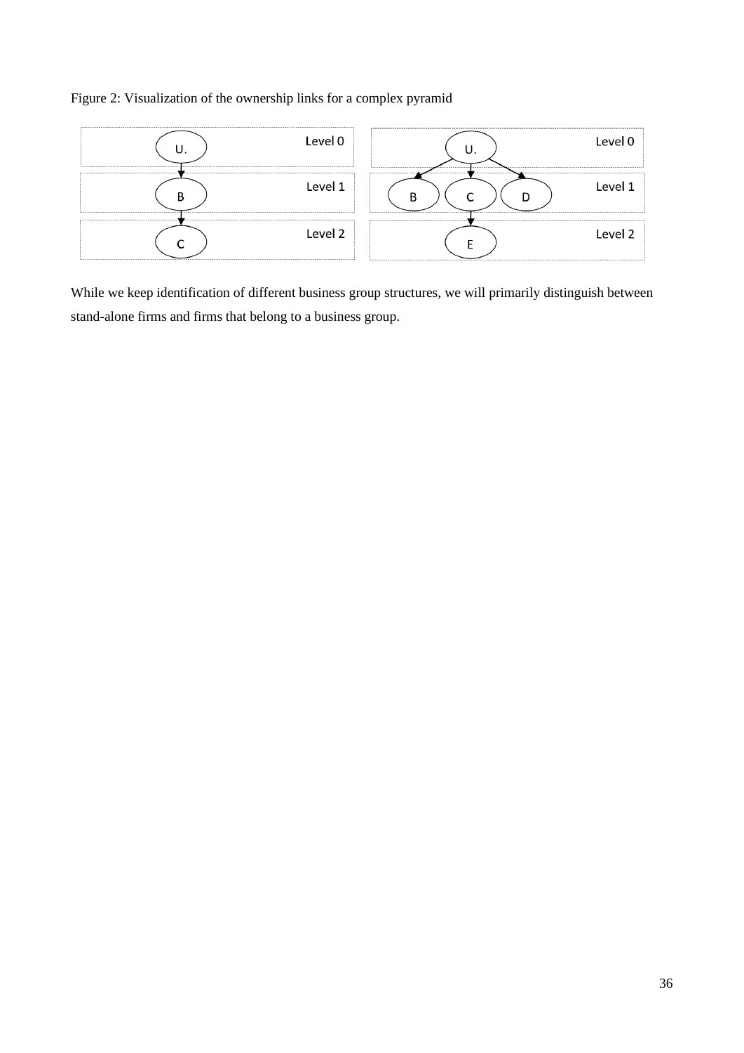Figure 2: Visualization of the ownership links for a complex pyramid

While we keep identification of different business group structures, we will primarily distinguish between stand-alone firms and firms that belong to a business group.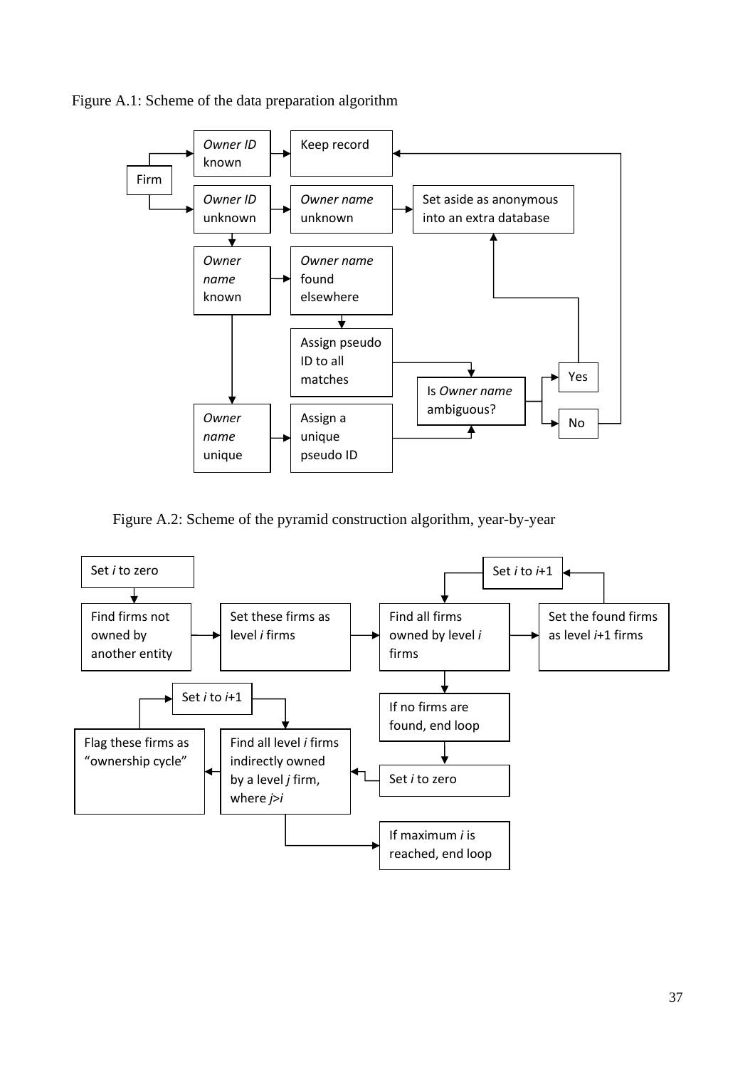Figure A.1: Scheme of the data preparation algorithm

- Firm
  - *Owner ID* known → Keep record
  - *Owner ID* unknown → *Owner name* unknown → Set aside as anonymous into an extra database
  - *Owner ID* unknown → *Owner name* known
    - → *Owner name* found elsewhere → Assign pseudo ID to all matches → Is *Owner name* ambiguous?
    - → *Owner name* unique → Assign a unique pseudo ID → Is *Owner name* ambiguous?
- Is *Owner name* ambiguous?
  - Yes → Set aside as anonymous into an extra database
  - No → Keep record

Figure A.2: Scheme of the pyramid construction algorithm, year-by-year

1. Set *i* to zero
2. Find firms not owned by another entity → Set these firms as level *i* firms
3. Find all firms owned by level *i* firms → Set the found firms as level *i*+1 firms → Set *i* to *i*+1 → return to "Find all firms owned by level *i* firms"
4. If no firms are found, end loop
5. Set *i* to zero
6. Find all level *i* firms indirectly owned by a level *j* firm, where *j*>*i* → Flag these firms as "ownership cycle" → Set *i* to *i*+1 → return to "Find all level *i* firms indirectly owned by a level *j* firm, where *j*>*i*"
7. If maximum *i* is reached, end loop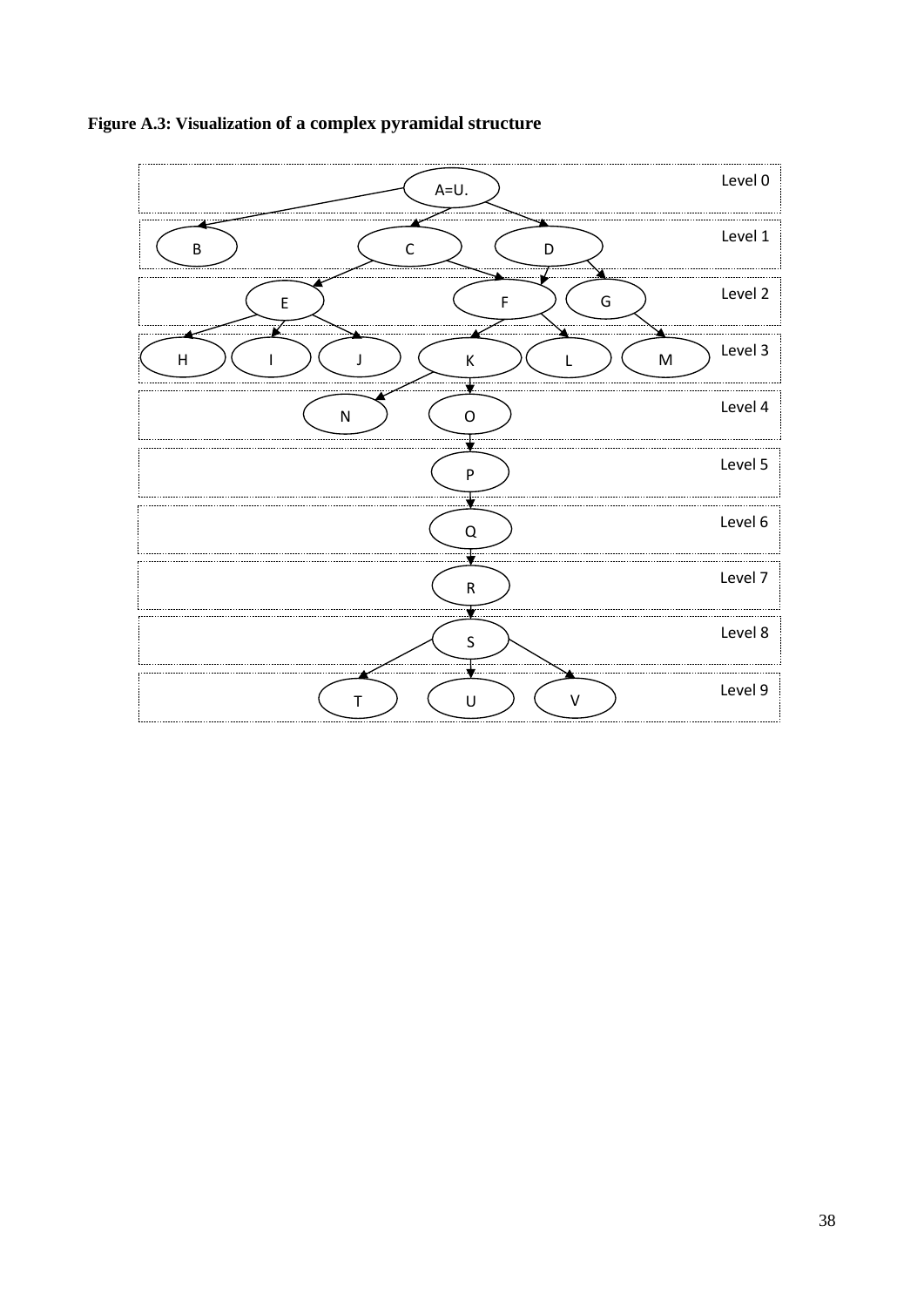**Figure A.3: Visualization of a complex pyramidal structure**

Level 0
A=U.

Level 1
B C D

Level 2
E F G

Level 3
H I J K L M

Level 4
N O

Level 5
P

Level 6
Q

Level 7
R

Level 8
S

Level 9
T U V